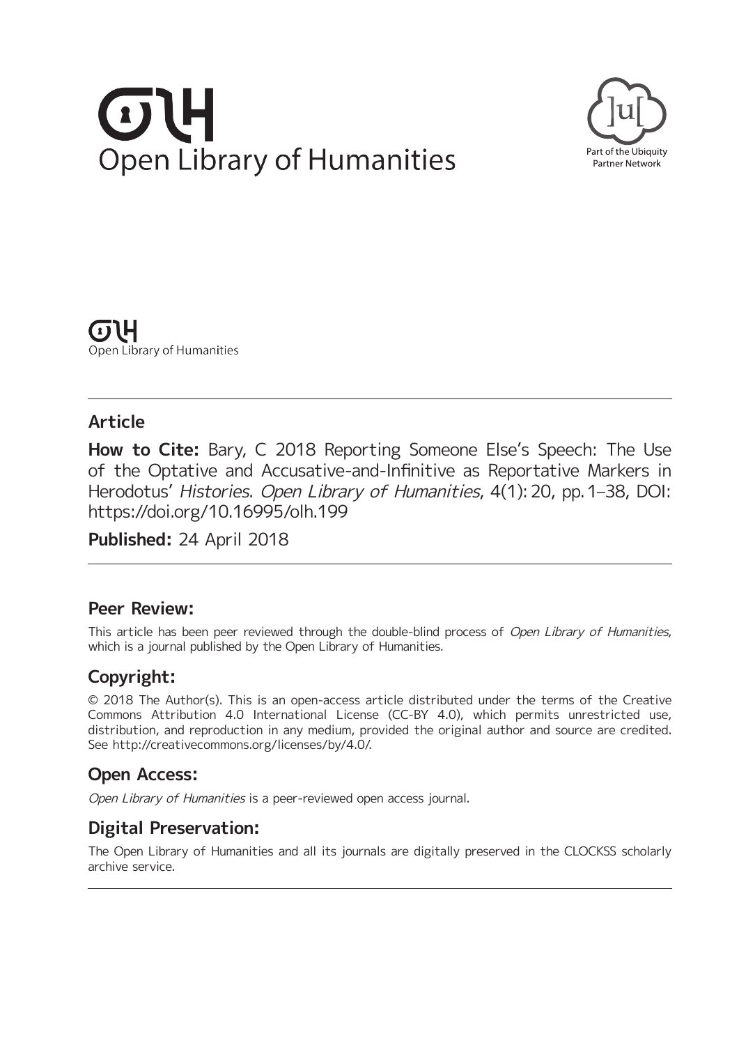Open Library of Humanities

Part of the Ubiquity Partner Network

Open Library of Humanities

## Article

**How to Cite:** Bary, C 2018 Reporting Someone Else's Speech: The Use of the Optative and Accusative-and-Infinitive as Reportative Markers in Herodotus' *Histories*. *Open Library of Humanities*, 4(1): 20, pp. 1–38, DOI: https://doi.org/10.16995/olh.199

**Published:** 24 April 2018

## Peer Review:

This article has been peer reviewed through the double-blind process of *Open Library of Humanities*, which is a journal published by the Open Library of Humanities.

## Copyright:

© 2018 The Author(s). This is an open-access article distributed under the terms of the Creative Commons Attribution 4.0 International License (CC-BY 4.0), which permits unrestricted use, distribution, and reproduction in any medium, provided the original author and source are credited. See http://creativecommons.org/licenses/by/4.0/.

## Open Access:

*Open Library of Humanities* is a peer-reviewed open access journal.

## Digital Preservation:

The Open Library of Humanities and all its journals are digitally preserved in the CLOCKSS scholarly archive service.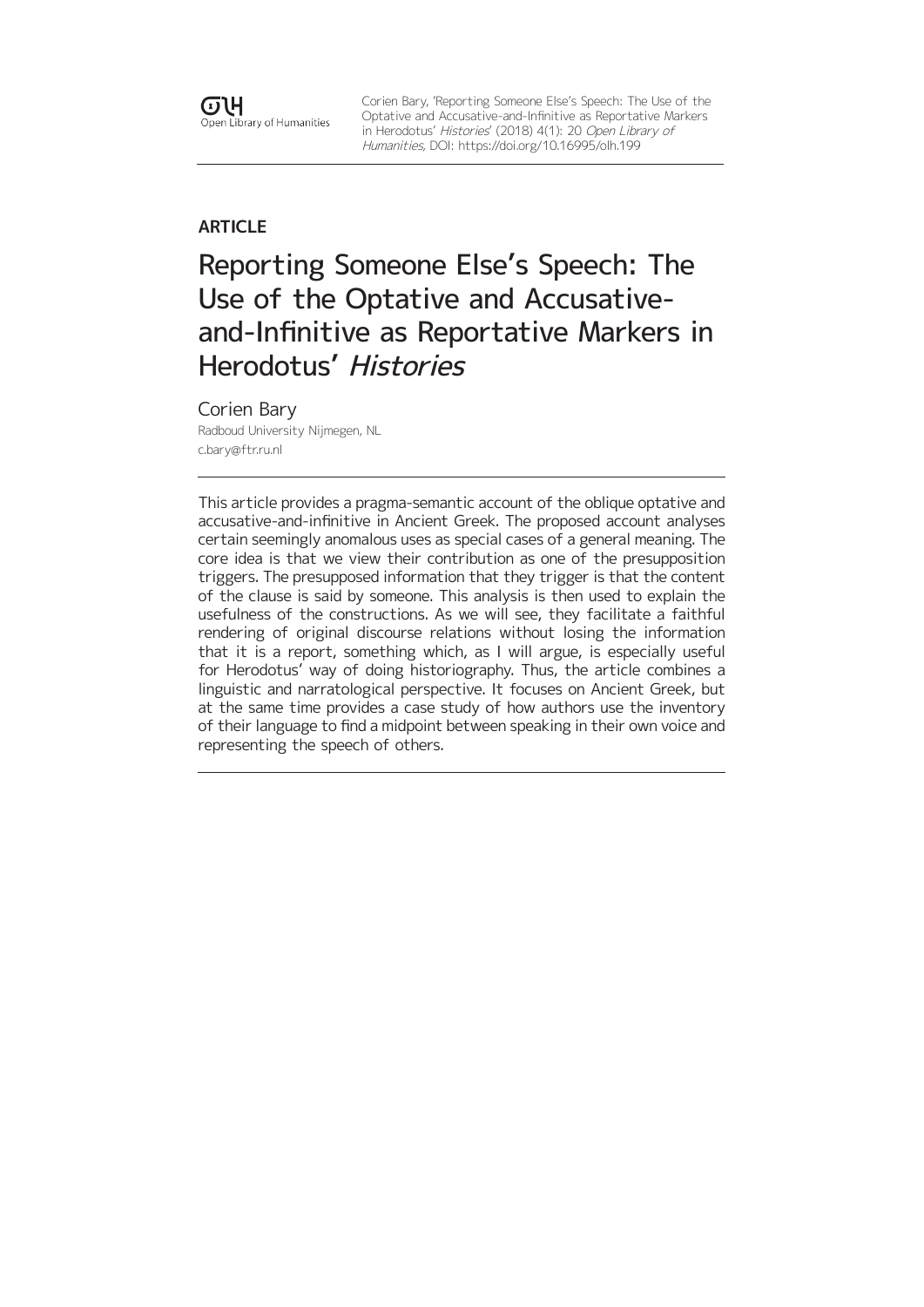Corien Bary, 'Reporting Someone Else's Speech: The Use of the Optative and Accusative-and-Infinitive as Reportative Markers in Herodotus' *Histories*' (2018) 4(1): 20 *Open Library of Humanities*, DOI: https://doi.org/10.16995/olh.199

**ARTICLE**

# Reporting Someone Else's Speech: The Use of the Optative and Accusative-and-Infinitive as Reportative Markers in Herodotus' *Histories*

Corien Bary
Radboud University Nijmegen, NL
c.bary@ftr.ru.nl

This article provides a pragma-semantic account of the oblique optative and accusative-and-infinitive in Ancient Greek. The proposed account analyses certain seemingly anomalous uses as special cases of a general meaning. The core idea is that we view their contribution as one of the presupposition triggers. The presupposed information that they trigger is that the content of the clause is said by someone. This analysis is then used to explain the usefulness of the constructions. As we will see, they facilitate a faithful rendering of original discourse relations without losing the information that it is a report, something which, as I will argue, is especially useful for Herodotus' way of doing historiography. Thus, the article combines a linguistic and narratological perspective. It focuses on Ancient Greek, but at the same time provides a case study of how authors use the inventory of their language to find a midpoint between speaking in their own voice and representing the speech of others.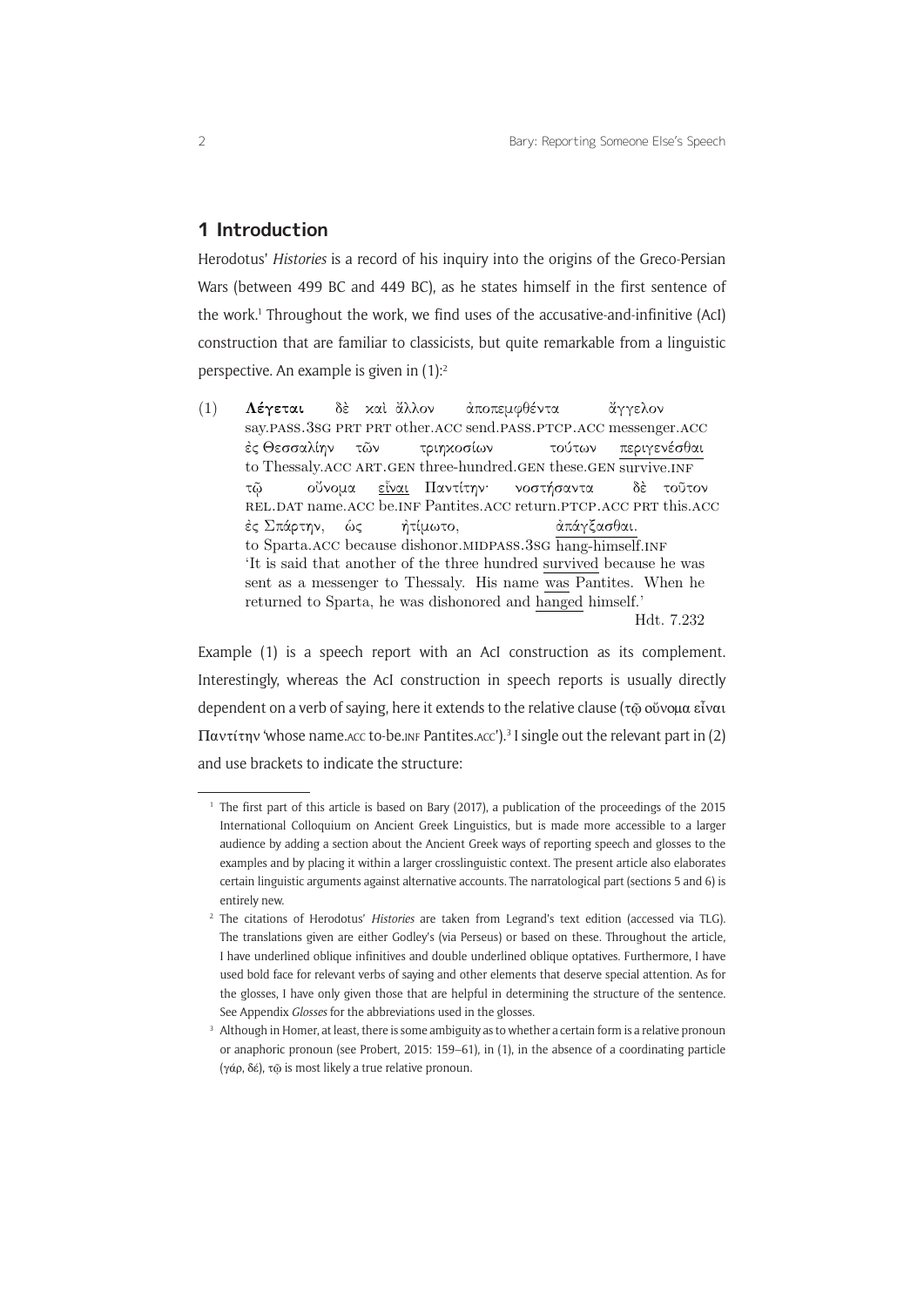## 1 Introduction

Herodotus' *Histories* is a record of his inquiry into the origins of the Greco-Persian Wars (between 499 BC and 449 BC), as he states himself in the first sentence of the work.[1] Throughout the work, we find uses of the accusative-and-infinitive (AcI) construction that are familiar to classicists, but quite remarkable from a linguistic perspective. An example is given in (1):[2]

(1) **Λέγεται** δὲ καὶ ἄλλον ἀποπεμφθέντα ἄγγελον
say.PASS.3SG PRT PRT other.ACC send.PASS.PTCP.ACC messenger.ACC
ἐς Θεσσαλίην τῶν τριηκοσίων τούτων <u>περιγενέσθαι</u>
to Thessaly.ACC ART.GEN three-hundred.GEN these.GEN survive.INF
τῷ οὔνομα <u>εἶναι</u> Παντίτην· νοστήσαντα δὲ τοῦτον
REL.DAT name.ACC be.INF Pantites.ACC return.PTCP.ACC PRT this.ACC
ἐς Σπάρτην, ὡς ἠτίμωτο, <u>ἀπάγξασθαι</u>.
to Sparta.ACC because dishonor.MIDPASS.3SG hang-himself.INF
'It is said that another of the three hundred <u>survived</u> because he was sent as a messenger to Thessaly. His name <u>was</u> Pantites. When he returned to Sparta, he was dishonored and <u>hanged</u> himself.'
Hdt. 7.232

Example (1) is a speech report with an AcI construction as its complement. Interestingly, whereas the AcI construction in speech reports is usually directly dependent on a verb of saying, here it extends to the relative clause (τῷ οὔνομα εἶναι Παντίτην 'whose name.ACC to-be.INF Pantites.ACC').[3] I single out the relevant part in (2) and use brackets to indicate the structure:

---

[1] The first part of this article is based on Bary (2017), a publication of the proceedings of the 2015 International Colloquium on Ancient Greek Linguistics, but is made more accessible to a larger audience by adding a section about the Ancient Greek ways of reporting speech and glosses to the examples and by placing it within a larger crosslinguistic context. The present article also elaborates certain linguistic arguments against alternative accounts. The narratological part (sections 5 and 6) is entirely new.

[2] The citations of Herodotus' *Histories* are taken from Legrand's text edition (accessed via TLG). The translations given are either Godley's (via Perseus) or based on these. Throughout the article, I have underlined oblique infinitives and double underlined oblique optatives. Furthermore, I have used bold face for relevant verbs of saying and other elements that deserve special attention. As for the glosses, I have only given those that are helpful in determining the structure of the sentence. See Appendix *Glosses* for the abbreviations used in the glosses.

[3] Although in Homer, at least, there is some ambiguity as to whether a certain form is a relative pronoun or anaphoric pronoun (see Probert, 2015: 159–61), in (1), in the absence of a coordinating particle (γάρ, δέ), τῷ is most likely a true relative pronoun.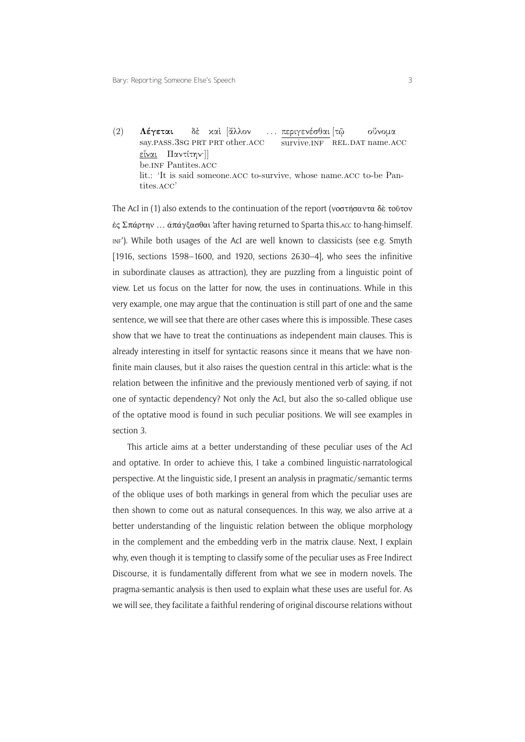(2) **Λέγεται** δὲ καὶ [ἄλλον ... <u>περιγενέσθαι</u> [τῷ οὔνομα
say.PASS.3SG PRT PRT other.ACC survive.INF REL.DAT name.ACC
<u>εἶναι</u> Παντίτην·]]
be.INF Pantites.ACC
lit.: 'It is said someone.ACC to-survive, whose name.ACC to-be Pantites.ACC'

The AcI in (1) also extends to the continuation of the report (νοστήσαντα δὲ τοῦτον ἐς Σπάρτην ... ἀπάγξασθαι 'after having returned to Sparta this.ACC to-hang-himself.INF'). While both usages of the AcI are well known to classicists (see e.g. Smyth [1916, sections 1598–1600, and 1920, sections 2630–4], who sees the infinitive in subordinate clauses as attraction), they are puzzling from a linguistic point of view. Let us focus on the latter for now, the uses in continuations. While in this very example, one may argue that the continuation is still part of one and the same sentence, we will see that there are other cases where this is impossible. These cases show that we have to treat the continuations as independent main clauses. This is already interesting in itself for syntactic reasons since it means that we have non-finite main clauses, but it also raises the question central in this article: what is the relation between the infinitive and the previously mentioned verb of saying, if not one of syntactic dependency? Not only the AcI, but also the so-called oblique use of the optative mood is found in such peculiar positions. We will see examples in section 3.

This article aims at a better understanding of these peculiar uses of the AcI and optative. In order to achieve this, I take a combined linguistic-narratological perspective. At the linguistic side, I present an analysis in pragmatic/semantic terms of the oblique uses of both markings in general from which the peculiar uses are then shown to come out as natural consequences. In this way, we also arrive at a better understanding of the linguistic relation between the oblique morphology in the complement and the embedding verb in the matrix clause. Next, I explain why, even though it is tempting to classify some of the peculiar uses as Free Indirect Discourse, it is fundamentally different from what we see in modern novels. The pragma-semantic analysis is then used to explain what these uses are useful for. As we will see, they facilitate a faithful rendering of original discourse relations without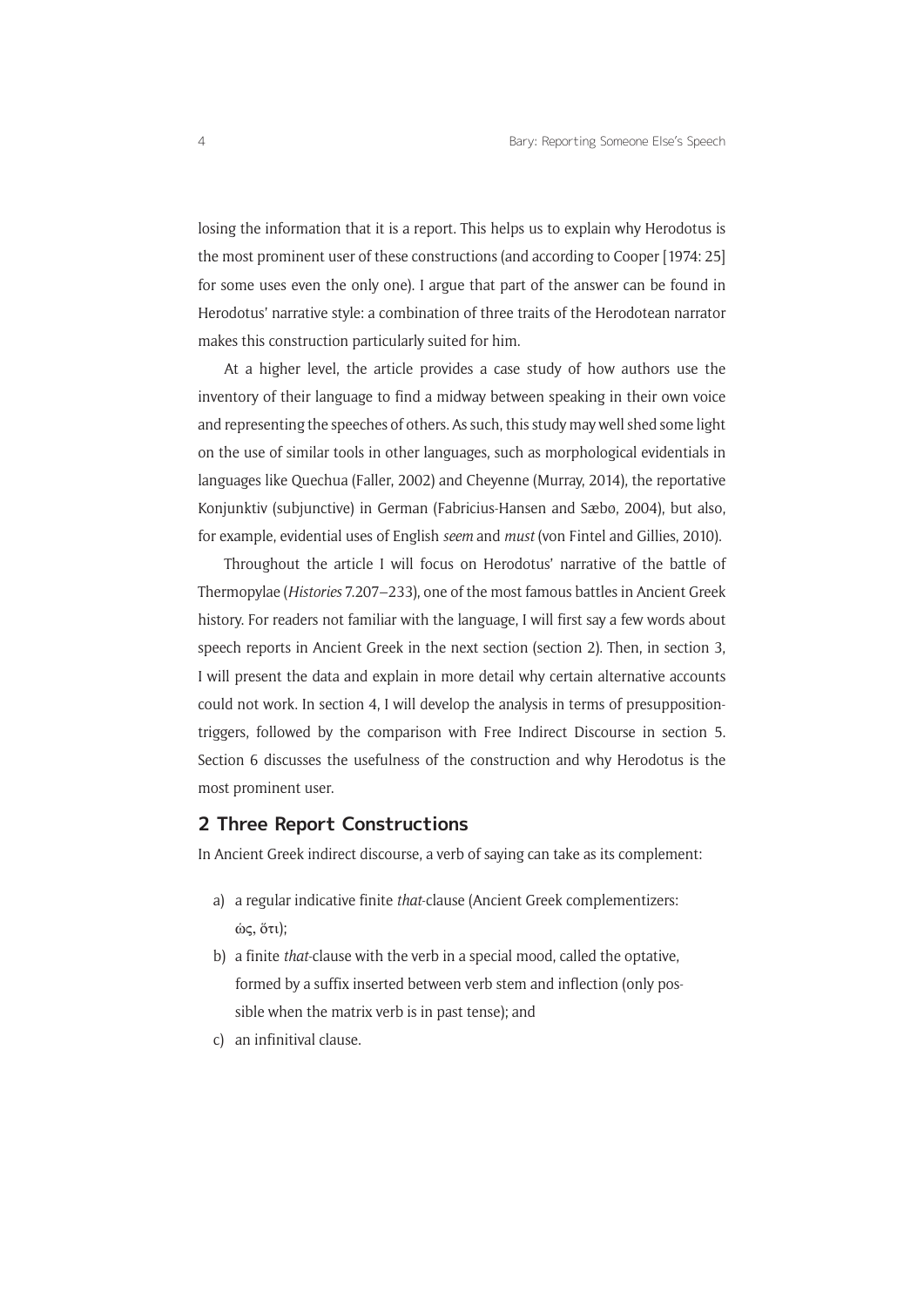losing the information that it is a report. This helps us to explain why Herodotus is the most prominent user of these constructions (and according to Cooper [1974: 25] for some uses even the only one). I argue that part of the answer can be found in Herodotus' narrative style: a combination of three traits of the Herodotean narrator makes this construction particularly suited for him.

At a higher level, the article provides a case study of how authors use the inventory of their language to find a midway between speaking in their own voice and representing the speeches of others. As such, this study may well shed some light on the use of similar tools in other languages, such as morphological evidentials in languages like Quechua (Faller, 2002) and Cheyenne (Murray, 2014), the reportative Konjunktiv (subjunctive) in German (Fabricius-Hansen and Sæbø, 2004), but also, for example, evidential uses of English *seem* and *must* (von Fintel and Gillies, 2010).

Throughout the article I will focus on Herodotus' narrative of the battle of Thermopylae (*Histories* 7.207–233), one of the most famous battles in Ancient Greek history. For readers not familiar with the language, I will first say a few words about speech reports in Ancient Greek in the next section (section 2). Then, in section 3, I will present the data and explain in more detail why certain alternative accounts could not work. In section 4, I will develop the analysis in terms of presupposition-triggers, followed by the comparison with Free Indirect Discourse in section 5. Section 6 discusses the usefulness of the construction and why Herodotus is the most prominent user.

## 2 Three Report Constructions

In Ancient Greek indirect discourse, a verb of saying can take as its complement:

a) a regular indicative finite *that*-clause (Ancient Greek complementizers: ὡς, ὅτι);
b) a finite *that*-clause with the verb in a special mood, called the optative, formed by a suffix inserted between verb stem and inflection (only possible when the matrix verb is in past tense); and
c) an infinitival clause.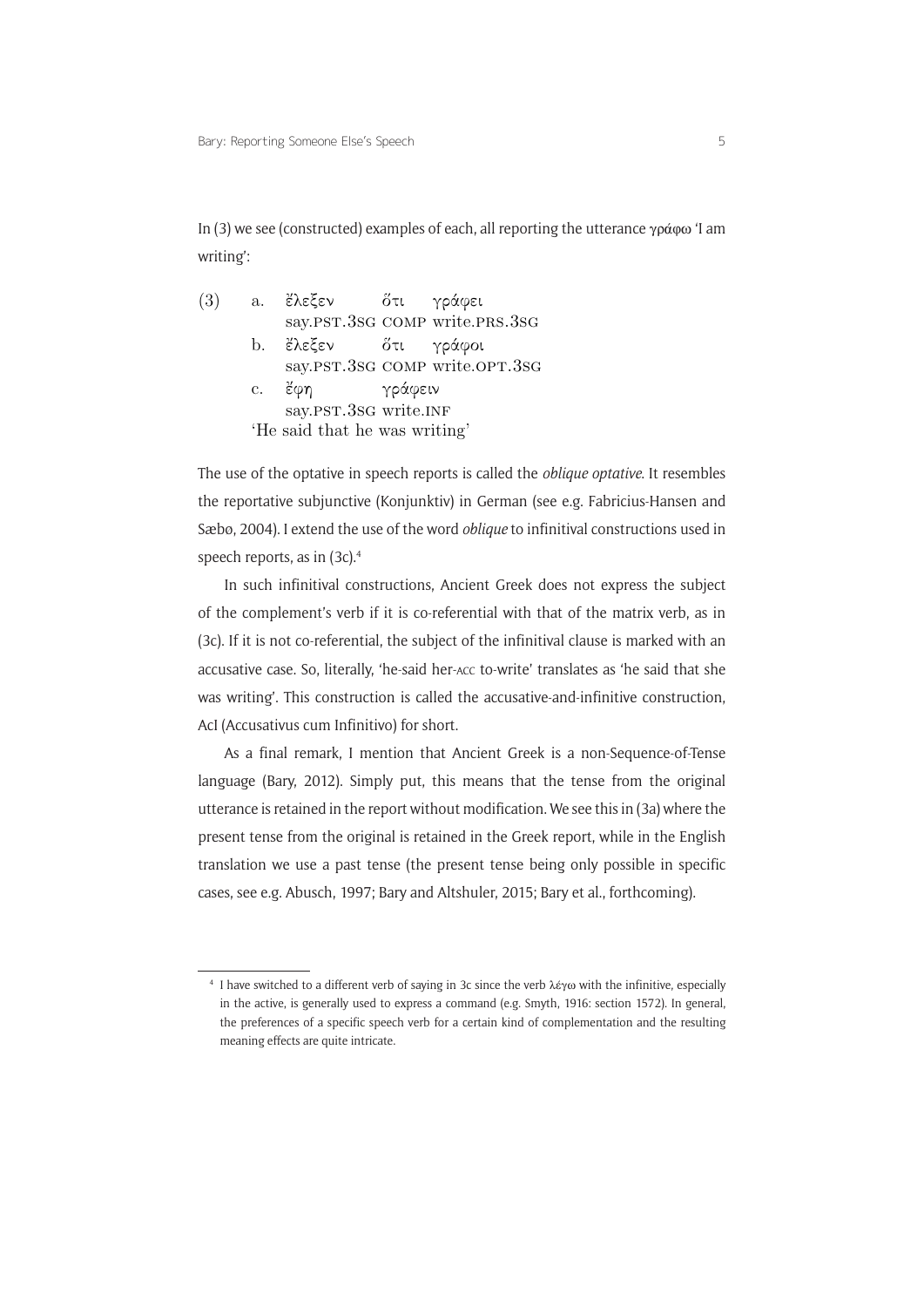In (3) we see (constructed) examples of each, all reporting the utterance γράφω 'I am writing':

(3) a. ἔλεξεν ὅτι γράφει
 say.PST.3SG COMP write.PRS.3SG
 b. ἔλεξεν ὅτι γράφοι
 say.PST.3SG COMP write.OPT.3SG
 c. ἔφη γράφειν
 say.PST.3SG write.INF
 'He said that he was writing'

The use of the optative in speech reports is called the *oblique optative*. It resembles the reportative subjunctive (Konjunktiv) in German (see e.g. Fabricius-Hansen and Sæbø, 2004). I extend the use of the word *oblique* to infinitival constructions used in speech reports, as in (3c).[4]

In such infinitival constructions, Ancient Greek does not express the subject of the complement's verb if it is co-referential with that of the matrix verb, as in (3c). If it is not co-referential, the subject of the infinitival clause is marked with an accusative case. So, literally, 'he-said her-ACC to-write' translates as 'he said that she was writing'. This construction is called the accusative-and-infinitive construction, AcI (Accusativus cum Infinitivo) for short.

As a final remark, I mention that Ancient Greek is a non-Sequence-of-Tense language (Bary, 2012). Simply put, this means that the tense from the original utterance is retained in the report without modification. We see this in (3a) where the present tense from the original is retained in the Greek report, while in the English translation we use a past tense (the present tense being only possible in specific cases, see e.g. Abusch, 1997; Bary and Altshuler, 2015; Bary et al., forthcoming).

[4] I have switched to a different verb of saying in 3c since the verb λέγω with the infinitive, especially in the active, is generally used to express a command (e.g. Smyth, 1916: section 1572). In general, the preferences of a specific speech verb for a certain kind of complementation and the resulting meaning effects are quite intricate.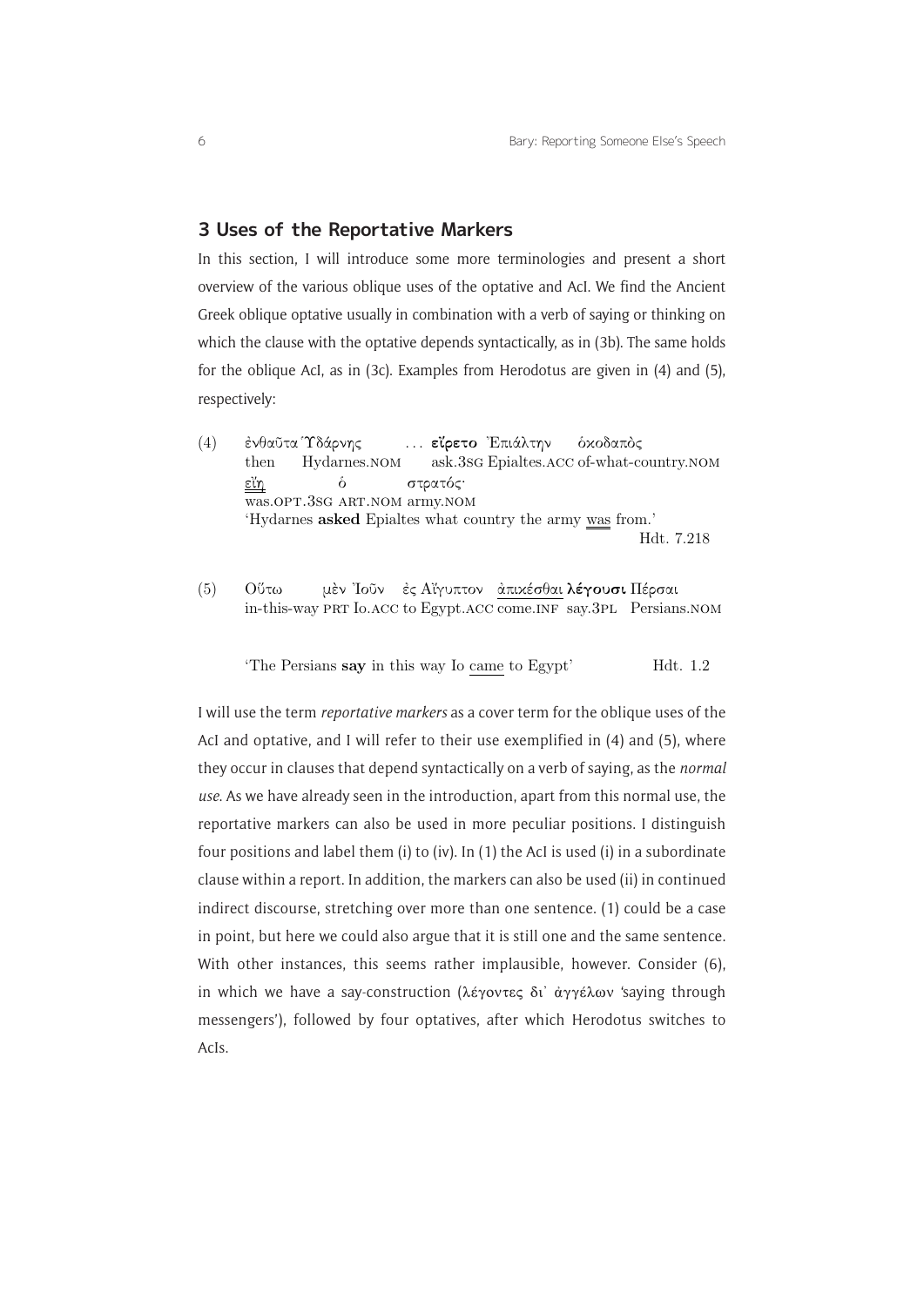## 3 Uses of the Reportative Markers

In this section, I will introduce some more terminologies and present a short overview of the various oblique uses of the optative and AcI. We find the Ancient Greek oblique optative usually in combination with a verb of saying or thinking on which the clause with the optative depends syntactically, as in (3b). The same holds for the oblique AcI, as in (3c). Examples from Herodotus are given in (4) and (5), respectively:

(4) ἐνθαῦτα Ὑδάρνης … **εἴρετο** Ἐπιάλτην ὁκοδαπὸς
then Hydarnes.NOM ask.3SG Epialtes.ACC of-what-country.NOM
<u>εἴη</u> ὁ στρατός·
was.OPT.3SG ART.NOM army.NOM
'Hydarnes **asked** Epialtes what country the army <u>was</u> from.'
Hdt. 7.218

(5) Οὕτω μὲν Ἰοῦν ἐς Αἴγυπτον <u>ἀπικέσθαι</u> **λέγουσι** Πέρσαι
in-this-way PRT Io.ACC to Egypt.ACC come.INF say.3PL Persians.NOM

'The Persians **say** in this way Io <u>came</u> to Egypt' Hdt. 1.2

I will use the term *reportative markers* as a cover term for the oblique uses of the AcI and optative, and I will refer to their use exemplified in (4) and (5), where they occur in clauses that depend syntactically on a verb of saying, as the *normal use*. As we have already seen in the introduction, apart from this normal use, the reportative markers can also be used in more peculiar positions. I distinguish four positions and label them (i) to (iv). In (1) the AcI is used (i) in a subordinate clause within a report. In addition, the markers can also be used (ii) in continued indirect discourse, stretching over more than one sentence. (1) could be a case in point, but here we could also argue that it is still one and the same sentence. With other instances, this seems rather implausible, however. Consider (6), in which we have a say-construction (λέγοντες δι᾽ ἀγγέλων 'saying through messengers'), followed by four optatives, after which Herodotus switches to AcIs.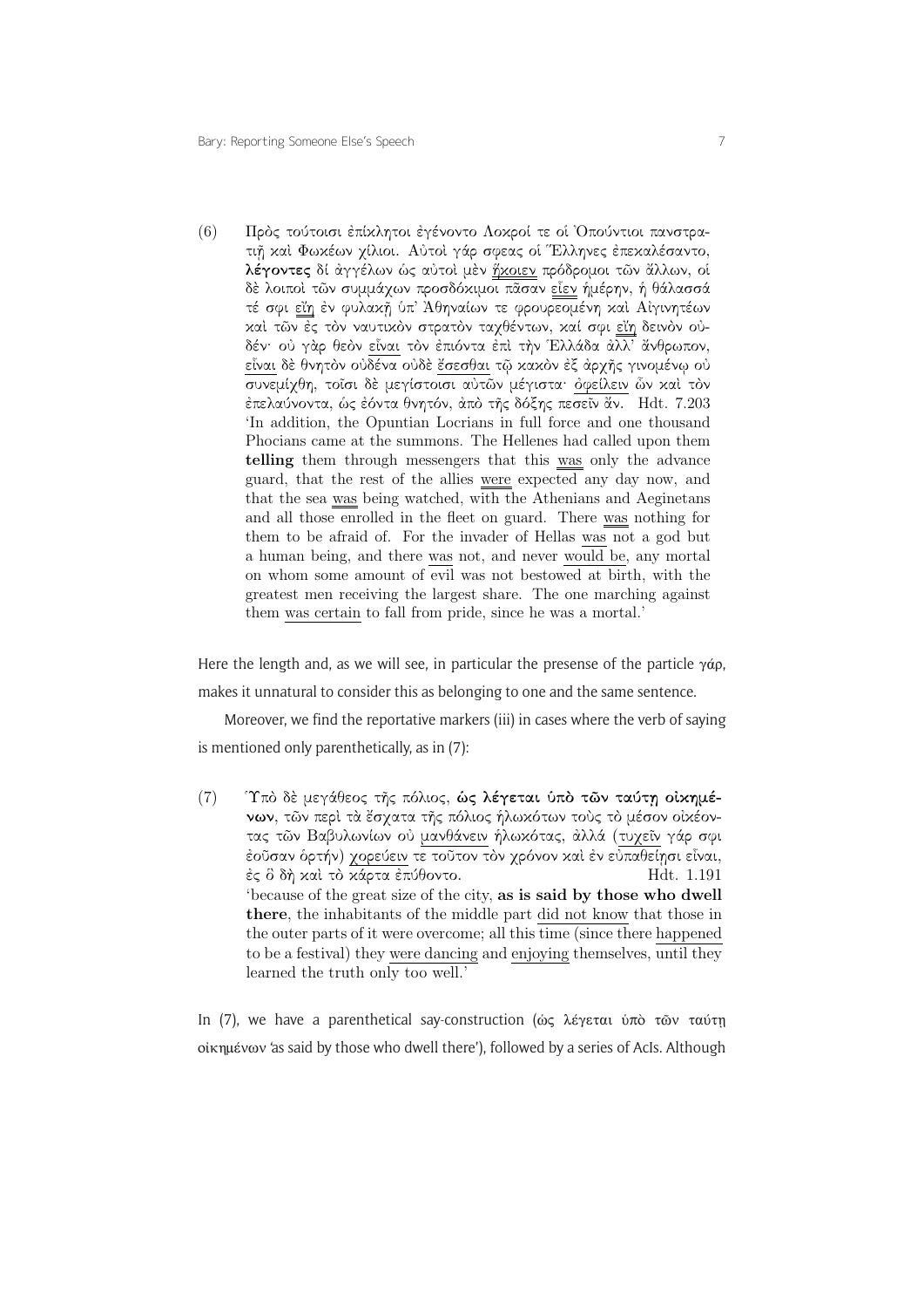(6) Πρὸς τούτοισι ἐπίκλητοι ἐγένοντο Λοκροί τε οἱ Ὀπούντιοι πανστρατιῇ καὶ Φωκέων χίλιοι. Αὐτοὶ γάρ σφεας οἱ Ἕλληνες ἐπεκαλέσαντο, **λέγοντες** δι᾽ ἀγγέλων ὡς αὐτοὶ μὲν ἥκοιεν πρόδρομοι τῶν ἄλλων, οἱ δὲ λοιποὶ τῶν συμμάχων προσδόκιμοι πᾶσαν εἶεν ἡμέρην, ἡ θάλασσά τέ σφι εἴη ἐν φυλακῇ ὑπ᾽ Ἀθηναίων τε φρουρεομένη καὶ Αἰγινητέων καὶ τῶν ἐς τὸν ναυτικὸν στρατὸν ταχθέντων, καί σφι εἴη δεινὸν οὐδέν· οὐ γὰρ θεὸν εἶναι τὸν ἐπιόντα ἐπὶ τὴν Ἑλλάδα ἀλλ᾽ ἄνθρωπον, εἶναι δὲ θνητὸν οὐδένα οὐδὲ ἔσεσθαι τῷ κακὸν ἐξ ἀρχῆς γινομένῳ οὐ συνεμίχθη, τοῖσι δὲ μεγίστοισι αὐτῶν μέγιστα· ὀφείλειν ὦν καὶ τὸν ἐπελαύνοντα, ὡς ἐόντα θνητόν, ἀπὸ τῆς δόξης πεσεῖν ἄν. Hdt. 7.203
'In addition, the Opuntian Locrians in full force and one thousand Phocians came at the summons. The Hellenes had called upon them **telling** them through messengers that this was only the advance guard, that the rest of the allies were expected any day now, and that the sea was being watched, with the Athenians and Aeginetans and all those enrolled in the fleet on guard. There was nothing for them to be afraid of. For the invader of Hellas was not a god but a human being, and there was not, and never would be, any mortal on whom some amount of evil was not bestowed at birth, with the greatest men receiving the largest share. The one marching against them was certain to fall from pride, since he was a mortal.'

Here the length and, as we will see, in particular the presense of the particle γάρ, makes it unnatural to consider this as belonging to one and the same sentence.

Moreover, we find the reportative markers (iii) in cases where the verb of saying is mentioned only parenthetically, as in (7):

(7) Ὑπὸ δὲ μεγάθεος τῆς πόλιος, **ὡς λέγεται ὑπὸ τῶν ταύτῃ οἰκημένων**, τῶν περὶ τὰ ἔσχατα τῆς πόλιος ἡλωκότων τοὺς τὸ μέσον οἰκέοντας τῶν Βαβυλωνίων οὐ μανθάνειν ἡλωκότας, ἀλλά (τυχεῖν γάρ σφι ἐοῦσαν ὁρτήν) χορεύειν τε τοῦτον τὸν χρόνον καὶ ἐν εὐπαθείῃσι εἶναι, ἐς ὃ δὴ καὶ τὸ κάρτα ἐπύθοντο. Hdt. 1.191
'because of the great size of the city, **as is said by those who dwell there**, the inhabitants of the middle part did not know that those in the outer parts of it were overcome; all this time (since there happened to be a festival) they were dancing and enjoying themselves, until they learned the truth only too well.'

In (7), we have a parenthetical say-construction (ὡς λέγεται ὑπὸ τῶν ταύτῃ οἰκημένων 'as said by those who dwell there'), followed by a series of AcIs. Although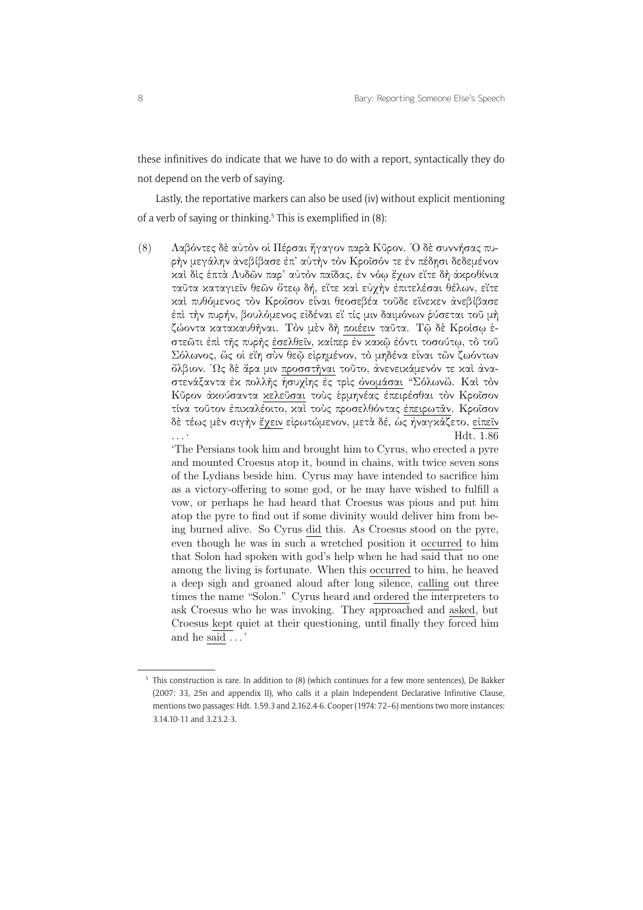these infinitives do indicate that we have to do with a report, syntactically they do not depend on the verb of saying.

Lastly, the reportative markers can also be used (iv) without explicit mentioning of a verb of saying or thinking.[5] This is exemplified in (8):

(8) Λαβόντες δὲ αὐτὸν οἱ Πέρσαι ἤγαγον παρὰ Κῦρον. Ὁ δὲ συννήσας πυρὴν μεγάλην ἀνεβίβασε ἐπ᾽ αὐτὴν τὸν Κροῖσόν τε ἐν πέδῃσι δεδεμένον καὶ δὶς ἑπτὰ Λυδῶν παρ᾽ αὐτὸν παῖδας, ἐν νόῳ ἔχων εἴτε δὴ ἀκροθίνια ταῦτα καταγιεῖν θεῶν ὅτεῳ δή, εἴτε καὶ εὐχὴν ἐπιτελέσαι θέλων, εἴτε καὶ πυθόμενος τὸν Κροῖσον εἶναι θεοσεβέα τοῦδε εἵνεκεν ἀνεβίβασε ἐπὶ τὴν πυρήν, βουλόμενος εἰδέναι εἴ τίς μιν δαιμόνων ῥύσεται τοῦ μὴ ζώοντα κατακαυθῆναι. Τὸν μὲν δὴ <u>ποιέειν</u> ταῦτα. Τῷ δὲ Κροίσῳ ἑστεῶτι ἐπὶ τῆς πυρῆς <u>ἐσελθεῖν</u>, καίπερ ἐν κακῷ ἐόντι τοσούτῳ, τὸ τοῦ Σόλωνος, ὥς οἱ εἴη σὺν θεῷ εἰρημένον, τὸ μηδένα εἶναι τῶν ζωόντων ὄλβιον. Ὡς δὲ ἄρα μιν <u>προσστῆναι</u> τοῦτο, ἀνενεικάμενόν τε καὶ ἀναστενάξαντα ἐκ πολλῆς ἡσυχίης ἐς τρὶς <u>ὀνομάσαι</u> "Σόλων". Καὶ τὸν Κῦρον ἀκούσαντα <u>κελεῦσαι</u> τοὺς ἑρμηνέας ἐπειρέσθαι τὸν Κροῖσον τίνα τοῦτον ἐπικαλέοιτο, καὶ τοὺς προσελθόντας <u>ἐπειρωτᾶν</u>. Κροῖσον δὲ τέως μὲν σιγὴν <u>ἔχειν</u> εἰρωτώμενον, μετὰ δέ, ὡς ἠναγκάζετο, <u>εἰπεῖν</u> ...· Hdt. 1.86

'The Persians took him and brought him to Cyrus, who erected a pyre and mounted Croesus atop it, bound in chains, with twice seven sons of the Lydians beside him. Cyrus may have intended to sacrifice him as a victory-offering to some god, or he may have wished to fulfill a vow, or perhaps he had heard that Croesus was pious and put him atop the pyre to find out if some divinity would deliver him from being burned alive. So Cyrus <u>did</u> this. As Croesus stood on the pyre, even though he was in such a wretched position it <u>occurred</u> to him that Solon had spoken with god's help when he had said that no one among the living is fortunate. When this <u>occurred</u> to him, he heaved a deep sigh and groaned aloud after long silence, <u>calling</u> out three times the name "Solon." Cyrus heard and <u>ordered</u> the interpreters to ask Croesus who he was invoking. They approached and <u>asked</u>, but Croesus <u>kept</u> quiet at their questioning, until finally they forced him and he <u>said</u> ...'

[5] This construction is rare. In addition to (8) (which continues for a few more sentences), De Bakker (2007: 33, 25n and appendix II), who calls it a plain Independent Declarative Infinitive Clause, mentions two passages: Hdt. 1.59.3 and 2.162.4-6. Cooper (1974: 72–6) mentions two more instances: 3.14.10-11 and 3.23.2-3.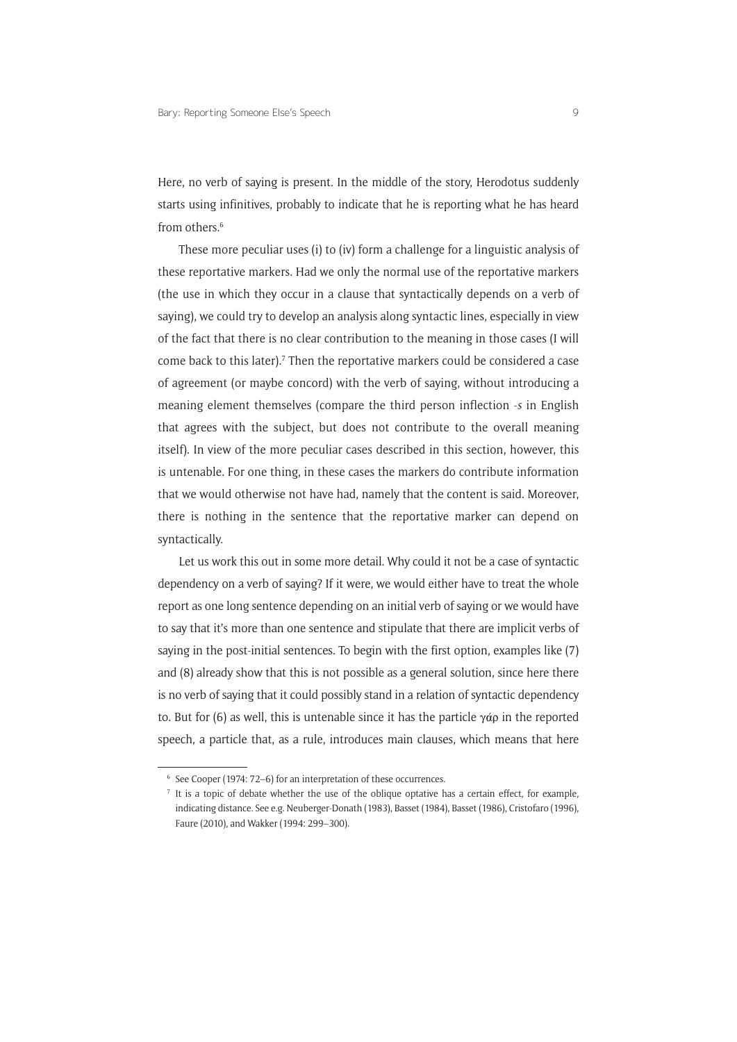Here, no verb of saying is present. In the middle of the story, Herodotus suddenly starts using infinitives, probably to indicate that he is reporting what he has heard from others.[6]

These more peculiar uses (i) to (iv) form a challenge for a linguistic analysis of these reportative markers. Had we only the normal use of the reportative markers (the use in which they occur in a clause that syntactically depends on a verb of saying), we could try to develop an analysis along syntactic lines, especially in view of the fact that there is no clear contribution to the meaning in those cases (I will come back to this later).[7] Then the reportative markers could be considered a case of agreement (or maybe concord) with the verb of saying, without introducing a meaning element themselves (compare the third person inflection *-s* in English that agrees with the subject, but does not contribute to the overall meaning itself). In view of the more peculiar cases described in this section, however, this is untenable. For one thing, in these cases the markers do contribute information that we would otherwise not have had, namely that the content is said. Moreover, there is nothing in the sentence that the reportative marker can depend on syntactically.

Let us work this out in some more detail. Why could it not be a case of syntactic dependency on a verb of saying? If it were, we would either have to treat the whole report as one long sentence depending on an initial verb of saying or we would have to say that it's more than one sentence and stipulate that there are implicit verbs of saying in the post-initial sentences. To begin with the first option, examples like (7) and (8) already show that this is not possible as a general solution, since here there is no verb of saying that it could possibly stand in a relation of syntactic dependency to. But for (6) as well, this is untenable since it has the particle γάρ in the reported speech, a particle that, as a rule, introduces main clauses, which means that here

[6] See Cooper (1974: 72–6) for an interpretation of these occurrences.

[7] It is a topic of debate whether the use of the oblique optative has a certain effect, for example, indicating distance. See e.g. Neuberger-Donath (1983), Basset (1984), Basset (1986), Cristofaro (1996), Faure (2010), and Wakker (1994: 299–300).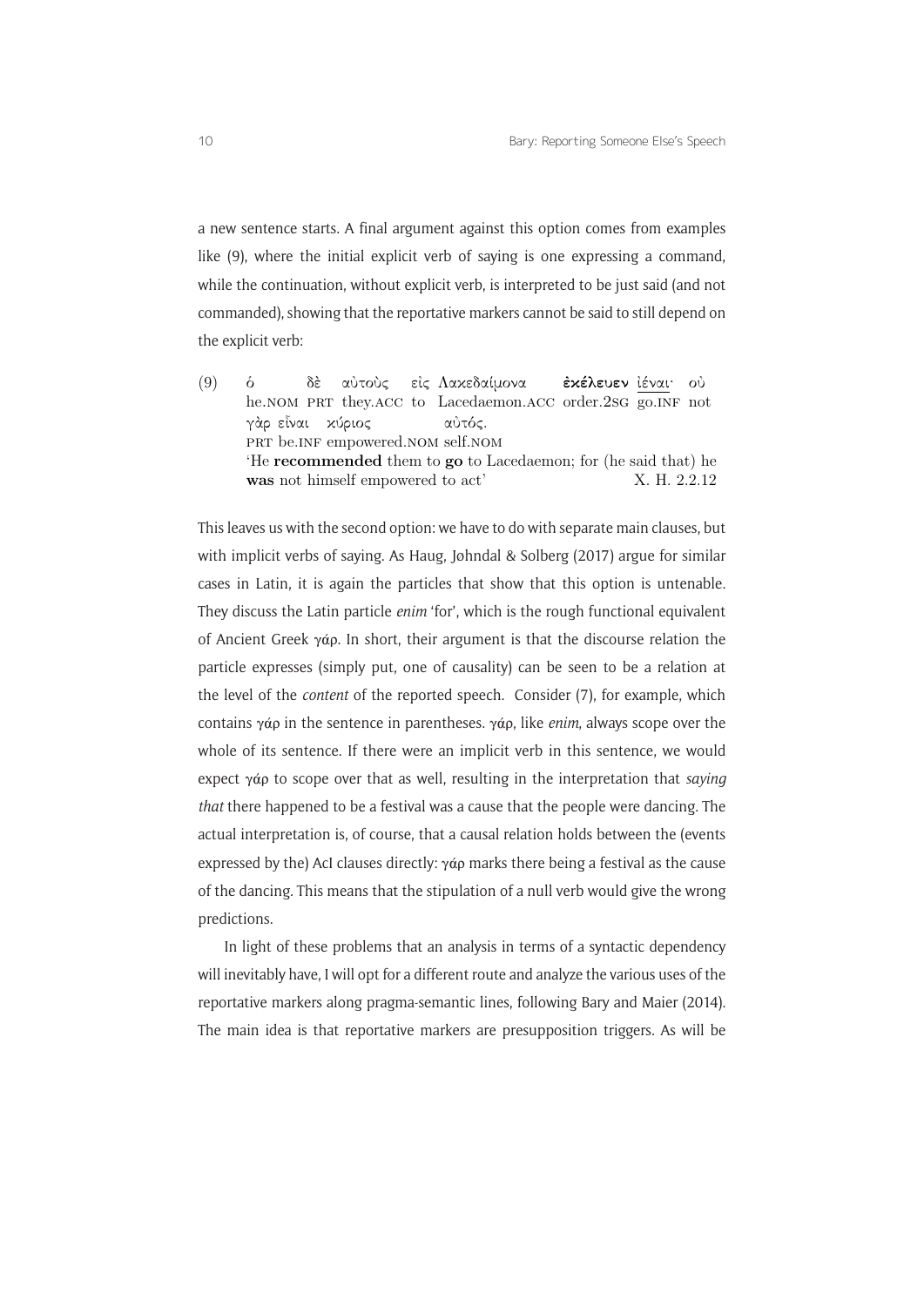a new sentence starts. A final argument against this option comes from examples like (9), where the initial explicit verb of saying is one expressing a command, while the continuation, without explicit verb, is interpreted to be just said (and not commanded), showing that the reportative markers cannot be said to still depend on the explicit verb:

(9) ὁ δὲ αὐτοὺς εἰς Λακεδαίμονα **ἐκέλευεν** <u>ἰέναι</u>· οὐ
he.NOM PRT they.ACC to Lacedaemon.ACC order.2SG go.INF not
γὰρ εἶναι κύριος αὐτός.
PRT be.INF empowered.NOM self.NOM
'He **recommended** them to **go** to Lacedaemon; for (he said that) he **was** not himself empowered to act' X. H. 2.2.12

This leaves us with the second option: we have to do with separate main clauses, but with implicit verbs of saying. As Haug, Jøhndal & Solberg (2017) argue for similar cases in Latin, it is again the particles that show that this option is untenable. They discuss the Latin particle *enim* 'for', which is the rough functional equivalent of Ancient Greek γάρ. In short, their argument is that the discourse relation the particle expresses (simply put, one of causality) can be seen to be a relation at the level of the *content* of the reported speech. Consider (7), for example, which contains γάρ in the sentence in parentheses. γάρ, like *enim*, always scope over the whole of its sentence. If there were an implicit verb in this sentence, we would expect γάρ to scope over that as well, resulting in the interpretation that *saying that* there happened to be a festival was a cause that the people were dancing. The actual interpretation is, of course, that a causal relation holds between the (events expressed by the) AcI clauses directly: γάρ marks there being a festival as the cause of the dancing. This means that the stipulation of a null verb would give the wrong predictions.

In light of these problems that an analysis in terms of a syntactic dependency will inevitably have, I will opt for a different route and analyze the various uses of the reportative markers along pragma-semantic lines, following Bary and Maier (2014). The main idea is that reportative markers are presupposition triggers. As will be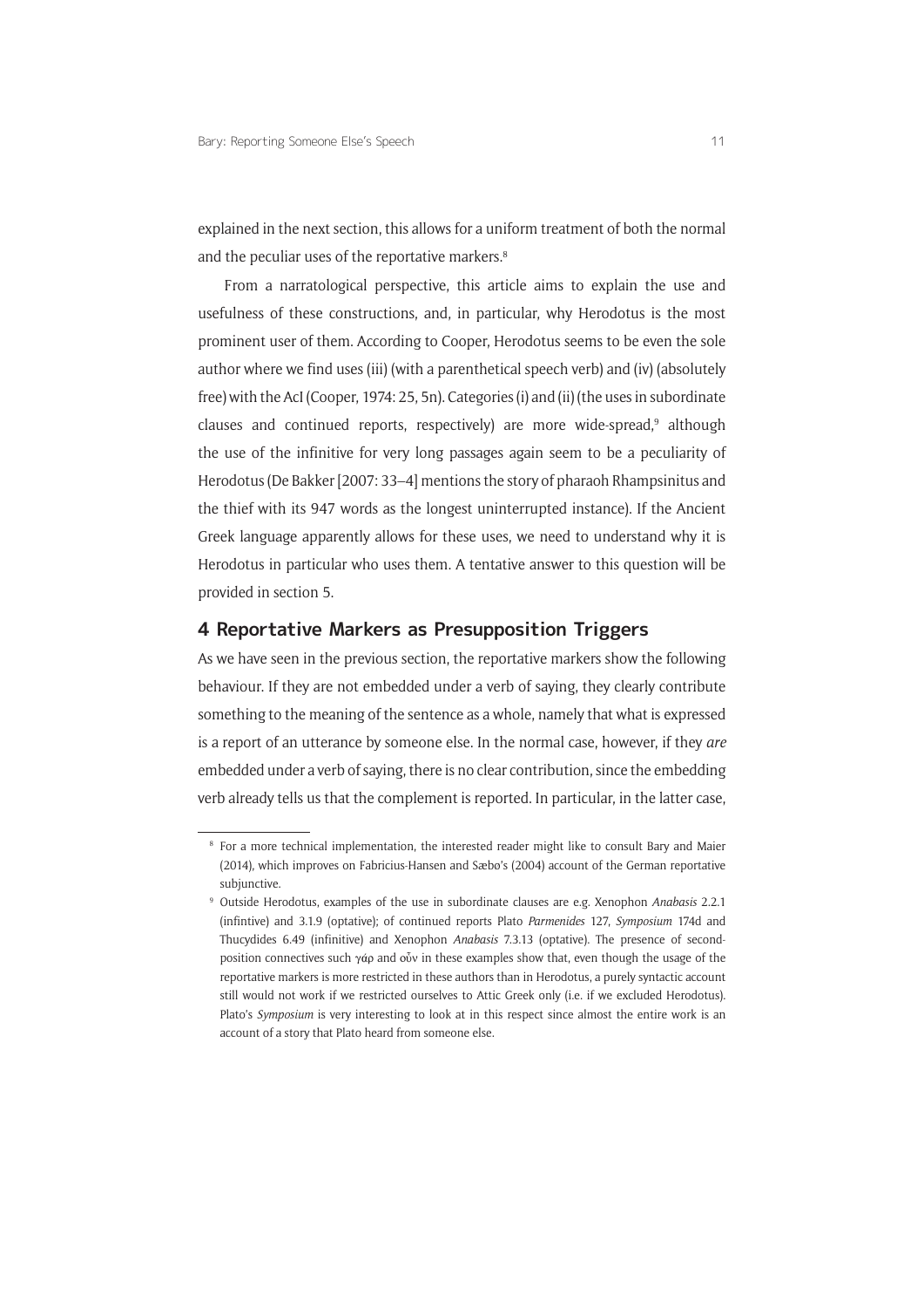explained in the next section, this allows for a uniform treatment of both the normal and the peculiar uses of the reportative markers.[8]

From a narratological perspective, this article aims to explain the use and usefulness of these constructions, and, in particular, why Herodotus is the most prominent user of them. According to Cooper, Herodotus seems to be even the sole author where we find uses (iii) (with a parenthetical speech verb) and (iv) (absolutely free) with the AcI (Cooper, 1974: 25, 5n). Categories (i) and (ii) (the uses in subordinate clauses and continued reports, respectively) are more wide-spread,[9] although the use of the infinitive for very long passages again seem to be a peculiarity of Herodotus (De Bakker [2007: 33–4] mentions the story of pharaoh Rhampsinitus and the thief with its 947 words as the longest uninterrupted instance). If the Ancient Greek language apparently allows for these uses, we need to understand why it is Herodotus in particular who uses them. A tentative answer to this question will be provided in section 5.

## 4 Reportative Markers as Presupposition Triggers

As we have seen in the previous section, the reportative markers show the following behaviour. If they are not embedded under a verb of saying, they clearly contribute something to the meaning of the sentence as a whole, namely that what is expressed is a report of an utterance by someone else. In the normal case, however, if they *are* embedded under a verb of saying, there is no clear contribution, since the embedding verb already tells us that the complement is reported. In particular, in the latter case,

[8] For a more technical implementation, the interested reader might like to consult Bary and Maier (2014), which improves on Fabricius-Hansen and Sæbø's (2004) account of the German reportative subjunctive.

[9] Outside Herodotus, examples of the use in subordinate clauses are e.g. Xenophon *Anabasis* 2.2.1 (infintive) and 3.1.9 (optative); of continued reports Plato *Parmenides* 127, *Symposium* 174d and Thucydides 6.49 (infinitive) and Xenophon *Anabasis* 7.3.13 (optative). The presence of second-position connectives such γάρ and οὖν in these examples show that, even though the usage of the reportative markers is more restricted in these authors than in Herodotus, a purely syntactic account still would not work if we restricted ourselves to Attic Greek only (i.e. if we excluded Herodotus). Plato's *Symposium* is very interesting to look at in this respect since almost the entire work is an account of a story that Plato heard from someone else.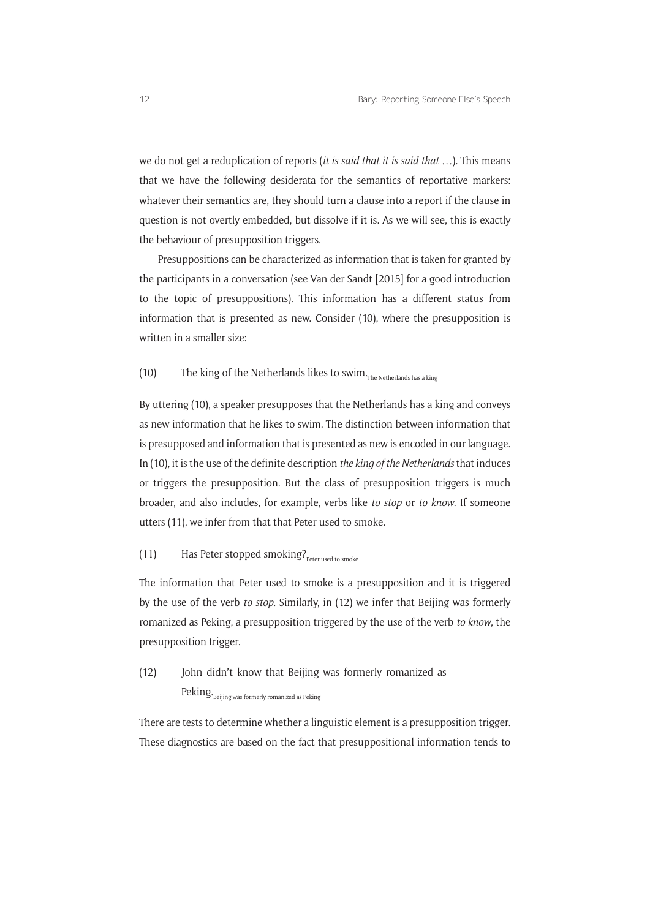we do not get a reduplication of reports (*it is said that it is said that …*). This means that we have the following desiderata for the semantics of reportative markers: whatever their semantics are, they should turn a clause into a report if the clause in question is not overtly embedded, but dissolve if it is. As we will see, this is exactly the behaviour of presupposition triggers.

Presuppositions can be characterized as information that is taken for granted by the participants in a conversation (see Van der Sandt [2015] for a good introduction to the topic of presuppositions). This information has a different status from information that is presented as new. Consider (10), where the presupposition is written in a smaller size:

(10) The king of the Netherlands likes to swim.$_{\text{The Netherlands has a king}}$

By uttering (10), a speaker presupposes that the Netherlands has a king and conveys as new information that he likes to swim. The distinction between information that is presupposed and information that is presented as new is encoded in our language. In (10), it is the use of the definite description *the king of the Netherlands* that induces or triggers the presupposition. But the class of presupposition triggers is much broader, and also includes, for example, verbs like *to stop* or *to know*. If someone utters (11), we infer from that that Peter used to smoke.

(11) Has Peter stopped smoking?$_{\text{Peter used to smoke}}$

The information that Peter used to smoke is a presupposition and it is triggered by the use of the verb *to stop*. Similarly, in (12) we infer that Beijing was formerly romanized as Peking, a presupposition triggered by the use of the verb *to know*, the presupposition trigger.

(12) John didn't know that Beijing was formerly romanized as Peking.$_{\text{Beijing was formerly romanized as Peking}}$

There are tests to determine whether a linguistic element is a presupposition trigger. These diagnostics are based on the fact that presuppositional information tends to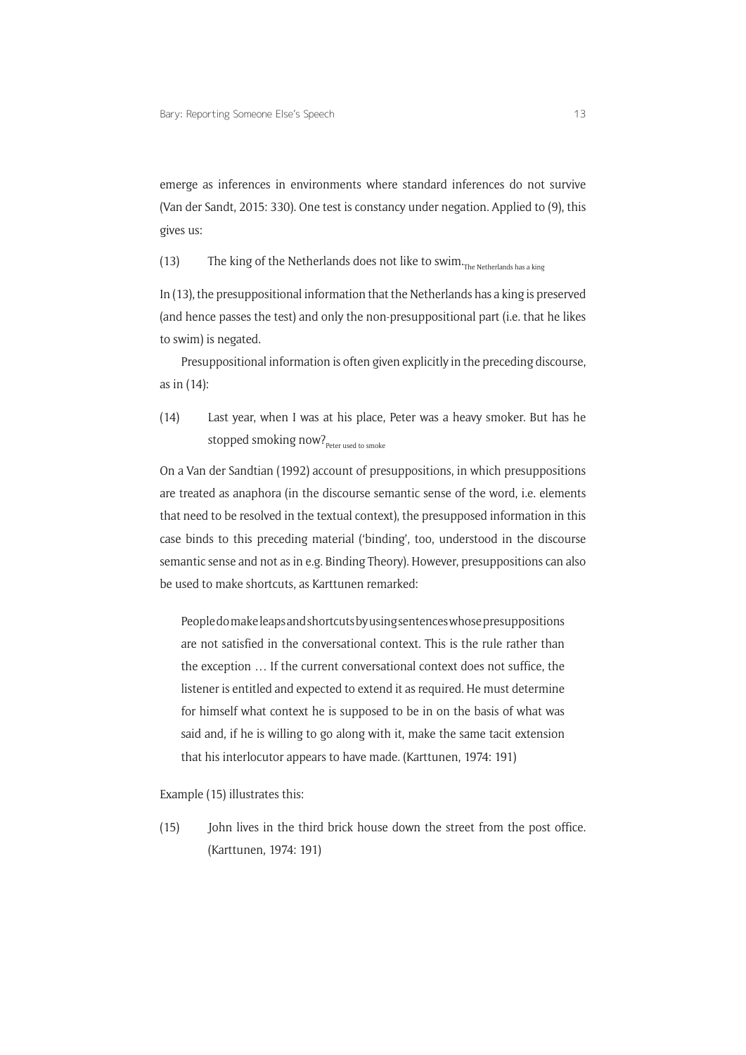emerge as inferences in environments where standard inferences do not survive (Van der Sandt, 2015: 330). One test is constancy under negation. Applied to (9), this gives us:

(13) The king of the Netherlands does not like to swim.$_{\text{The Netherlands has a king}}$

In (13), the presuppositional information that the Netherlands has a king is preserved (and hence passes the test) and only the non-presuppositional part (i.e. that he likes to swim) is negated.

Presuppositional information is often given explicitly in the preceding discourse, as in (14):

(14) Last year, when I was at his place, Peter was a heavy smoker. But has he stopped smoking now?$_{\text{Peter used to smoke}}$

On a Van der Sandtian (1992) account of presuppositions, in which presuppositions are treated as anaphora (in the discourse semantic sense of the word, i.e. elements that need to be resolved in the textual context), the presupposed information in this case binds to this preceding material ('binding', too, understood in the discourse semantic sense and not as in e.g. Binding Theory). However, presuppositions can also be used to make shortcuts, as Karttunen remarked:

> People do make leaps and shortcuts by using sentences whose presuppositions are not satisfied in the conversational context. This is the rule rather than the exception … If the current conversational context does not suffice, the listener is entitled and expected to extend it as required. He must determine for himself what context he is supposed to be in on the basis of what was said and, if he is willing to go along with it, make the same tacit extension that his interlocutor appears to have made. (Karttunen, 1974: 191)

Example (15) illustrates this:

(15) John lives in the third brick house down the street from the post office. (Karttunen, 1974: 191)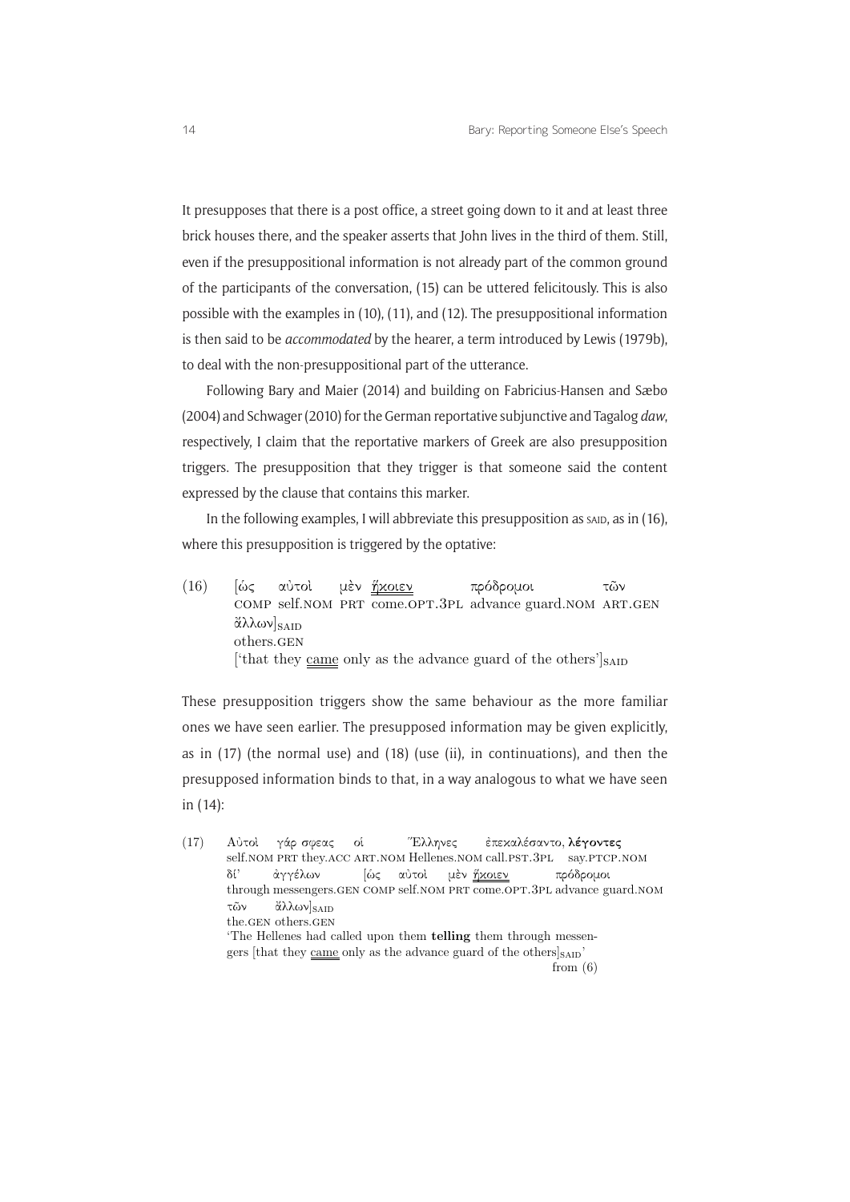It presupposes that there is a post office, a street going down to it and at least three brick houses there, and the speaker asserts that John lives in the third of them. Still, even if the presuppositional information is not already part of the common ground of the participants of the conversation, (15) can be uttered felicitously. This is also possible with the examples in (10), (11), and (12). The presuppositional information is then said to be *accommodated* by the hearer, a term introduced by Lewis (1979b), to deal with the non-presuppositional part of the utterance.

Following Bary and Maier (2014) and building on Fabricius-Hansen and Sæbø (2004) and Schwager (2010) for the German reportative subjunctive and Tagalog *daw*, respectively, I claim that the reportative markers of Greek are also presupposition triggers. The presupposition that they trigger is that someone said the content expressed by the clause that contains this marker.

In the following examples, I will abbreviate this presupposition as SAID, as in (16), where this presupposition is triggered by the optative:

(16) [ὡς αὐτοὶ μὲν <u>ἥκοιεν</u> πρόδρομοι τῶν ἄλλων]$_{\text{SAID}}$
COMP self.NOM PRT come.OPT.3PL advance guard.NOM ART.GEN others.GEN
['that they <u>came</u> only as the advance guard of the others']$_{\text{SAID}}$

These presupposition triggers show the same behaviour as the more familiar ones we have seen earlier. The presupposed information may be given explicitly, as in (17) (the normal use) and (18) (use (ii), in continuations), and then the presupposed information binds to that, in a way analogous to what we have seen in (14):

(17) Αὐτοὶ γάρ σφεας οἱ Ἕλληνες ἐπεκαλέσαντο, **λέγοντες** δι' ἀγγέλων [ὡς αὐτοὶ μὲν <u>ἥκοιεν</u> πρόδρομοι τῶν ἄλλων]$_{\text{SAID}}$
self.NOM PRT they.ACC ART.NOM Hellenes.NOM call.PST.3PL say.PTCP.NOM through messengers.GEN COMP self.NOM PRT come.OPT.3PL advance guard.NOM the.GEN others.GEN
'The Hellenes had called upon them **telling** them through messengers [that they <u>came</u> only as the advance guard of the others]$_{\text{SAID}}$'
from (6)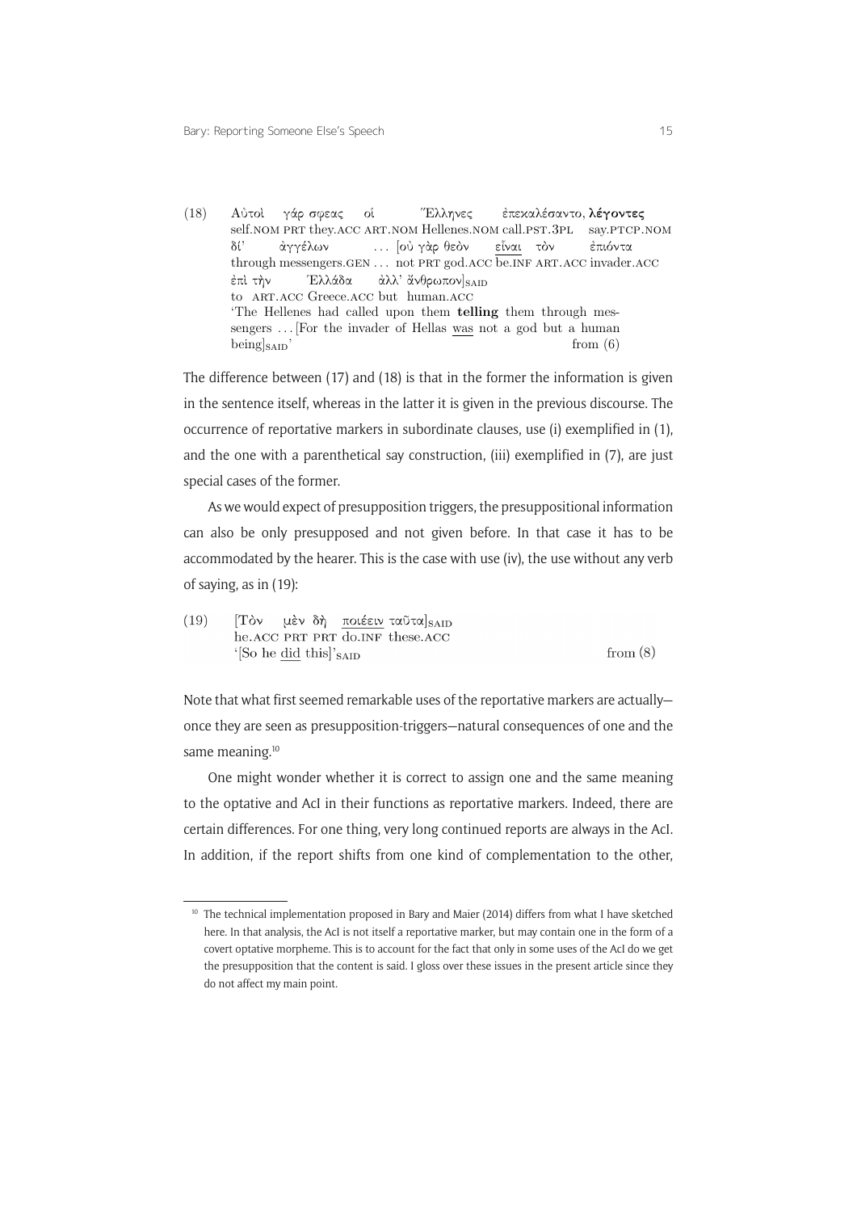(18) Αὐτοὶ γάρ σφεας οἱ Ἕλληνες ἐπεκαλέσαντο, **λέγοντες**
self.NOM PRT they.ACC ART.NOM Hellenes.NOM call.PST.3PL say.PTCP.NOM
δί' ἀγγέλων … [οὐ γὰρ θεὸν εἶναι τὸν ἐπιόντα
through messengers.GEN … not PRT god.ACC be.INF ART.ACC invader.ACC
ἐπὶ τὴν Ἑλλάδα ἀλλ' ἄνθρωπον]$_{\text{SAID}}$
to ART.ACC Greece.ACC but human.ACC
'The Hellenes had called upon them **telling** them through messengers … [For the invader of Hellas was not a god but a human being]$_{\text{SAID}}$' from (6)

The difference between (17) and (18) is that in the former the information is given in the sentence itself, whereas in the latter it is given in the previous discourse. The occurrence of reportative markers in subordinate clauses, use (i) exemplified in (1), and the one with a parenthetical say construction, (iii) exemplified in (7), are just special cases of the former.

As we would expect of presupposition triggers, the presuppositional information can also be only presupposed and not given before. In that case it has to be accommodated by the hearer. This is the case with use (iv), the use without any verb of saying, as in (19):

(19) [Τὸν μὲν δὴ ποιέειν ταῦτα]$_{\text{SAID}}$
he.ACC PRT PRT do.INF these.ACC
'[So he did this]$_{\text{SAID}}$' from (8)

Note that what first seemed remarkable uses of the reportative markers are actually—once they are seen as presupposition-triggers—natural consequences of one and the same meaning.[10]

One might wonder whether it is correct to assign one and the same meaning to the optative and AcI in their functions as reportative markers. Indeed, there are certain differences. For one thing, very long continued reports are always in the AcI. In addition, if the report shifts from one kind of complementation to the other,

[10] The technical implementation proposed in Bary and Maier (2014) differs from what I have sketched here. In that analysis, the AcI is not itself a reportative marker, but may contain one in the form of a covert optative morpheme. This is to account for the fact that only in some uses of the AcI do we get the presupposition that the content is said. I gloss over these issues in the present article since they do not affect my main point.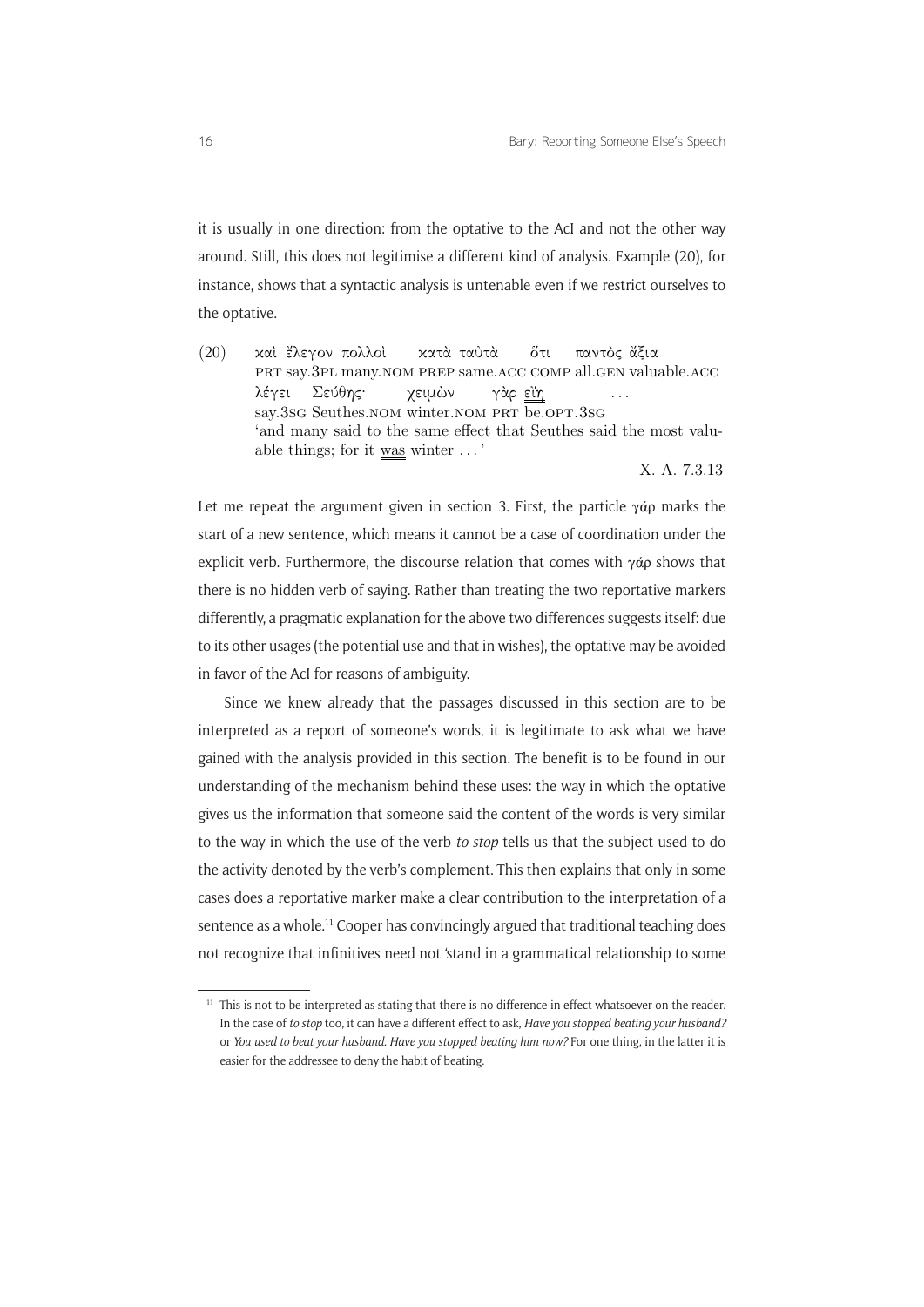it is usually in one direction: from the optative to the AcI and not the other way around. Still, this does not legitimise a different kind of analysis. Example (20), for instance, shows that a syntactic analysis is untenable even if we restrict ourselves to the optative.

(20) καὶ ἔλεγον πολλοὶ κατὰ ταὐτὰ ὅτι παντὸς ἄξια
PRT say.3PL many.NOM PREP same.ACC COMP all.GEN valuable.ACC
λέγει Σεύθης· χειμὼν γὰρ <u>εἴη</u> ...
say.3SG Seuthes.NOM winter.NOM PRT be.OPT.3SG
'and many said to the same effect that Seuthes said the most valuable things; for it <u>was</u> winter ...'

X. A. 7.3.13

Let me repeat the argument given in section 3. First, the particle γάρ marks the start of a new sentence, which means it cannot be a case of coordination under the explicit verb. Furthermore, the discourse relation that comes with γάρ shows that there is no hidden verb of saying. Rather than treating the two reportative markers differently, a pragmatic explanation for the above two differences suggests itself: due to its other usages (the potential use and that in wishes), the optative may be avoided in favor of the AcI for reasons of ambiguity.

Since we knew already that the passages discussed in this section are to be interpreted as a report of someone's words, it is legitimate to ask what we have gained with the analysis provided in this section. The benefit is to be found in our understanding of the mechanism behind these uses: the way in which the optative gives us the information that someone said the content of the words is very similar to the way in which the use of the verb *to stop* tells us that the subject used to do the activity denoted by the verb's complement. This then explains that only in some cases does a reportative marker make a clear contribution to the interpretation of a sentence as a whole.[11] Cooper has convincingly argued that traditional teaching does not recognize that infinitives need not 'stand in a grammatical relationship to some

[11] This is not to be interpreted as stating that there is no difference in effect whatsoever on the reader. In the case of *to stop* too, it can have a different effect to ask, *Have you stopped beating your husband?* or *You used to beat your husband. Have you stopped beating him now?* For one thing, in the latter it is easier for the addressee to deny the habit of beating.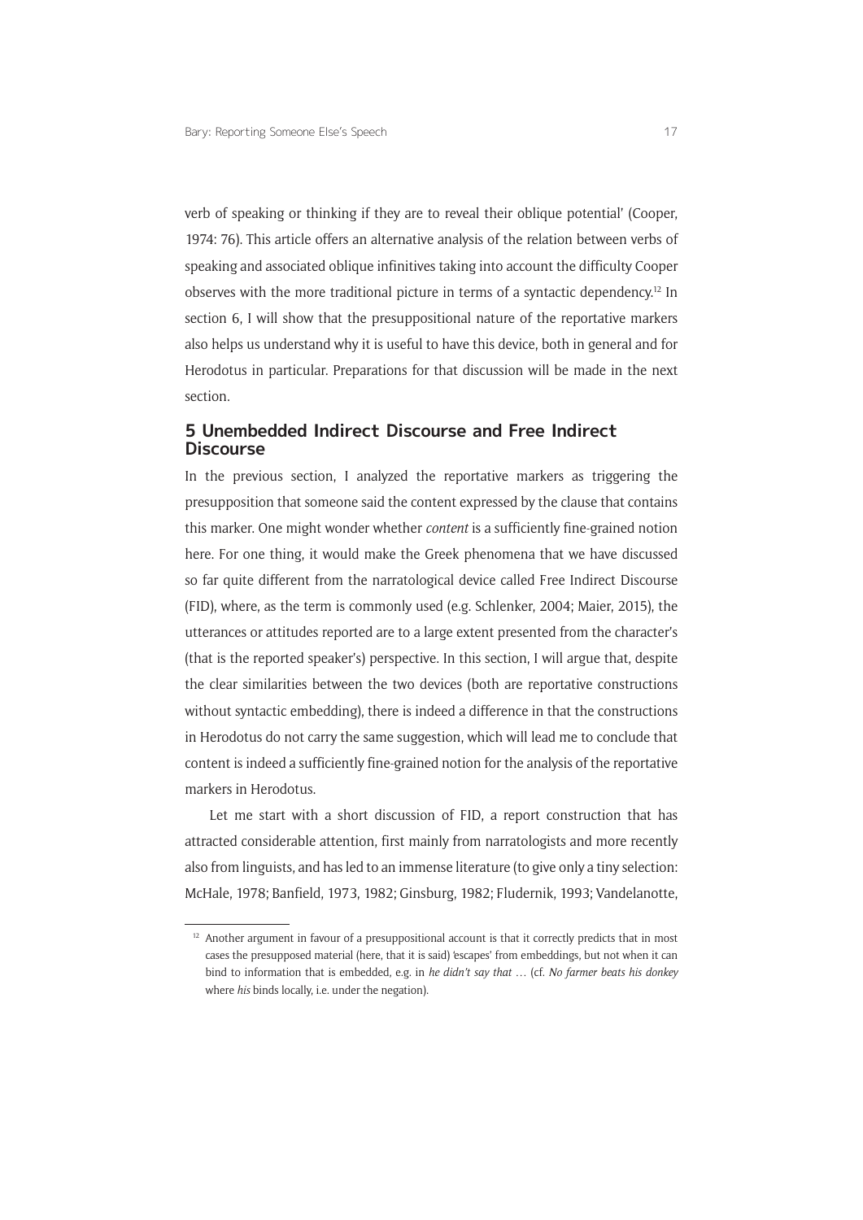verb of speaking or thinking if they are to reveal their oblique potential' (Cooper, 1974: 76). This article offers an alternative analysis of the relation between verbs of speaking and associated oblique infinitives taking into account the difficulty Cooper observes with the more traditional picture in terms of a syntactic dependency.[12] In section 6, I will show that the presuppositional nature of the reportative markers also helps us understand why it is useful to have this device, both in general and for Herodotus in particular. Preparations for that discussion will be made in the next section.

## 5 Unembedded Indirect Discourse and Free Indirect Discourse

In the previous section, I analyzed the reportative markers as triggering the presupposition that someone said the content expressed by the clause that contains this marker. One might wonder whether *content* is a sufficiently fine-grained notion here. For one thing, it would make the Greek phenomena that we have discussed so far quite different from the narratological device called Free Indirect Discourse (FID), where, as the term is commonly used (e.g. Schlenker, 2004; Maier, 2015), the utterances or attitudes reported are to a large extent presented from the character's (that is the reported speaker's) perspective. In this section, I will argue that, despite the clear similarities between the two devices (both are reportative constructions without syntactic embedding), there is indeed a difference in that the constructions in Herodotus do not carry the same suggestion, which will lead me to conclude that content is indeed a sufficiently fine-grained notion for the analysis of the reportative markers in Herodotus.

Let me start with a short discussion of FID, a report construction that has attracted considerable attention, first mainly from narratologists and more recently also from linguists, and has led to an immense literature (to give only a tiny selection: McHale, 1978; Banfield, 1973, 1982; Ginsburg, 1982; Fludernik, 1993; Vandelanotte,

[12] Another argument in favour of a presuppositional account is that it correctly predicts that in most cases the presupposed material (here, that it is said) 'escapes' from embeddings, but not when it can bind to information that is embedded, e.g. in *he didn't say that* … (cf. *No farmer beats his donkey* where *his* binds locally, i.e. under the negation).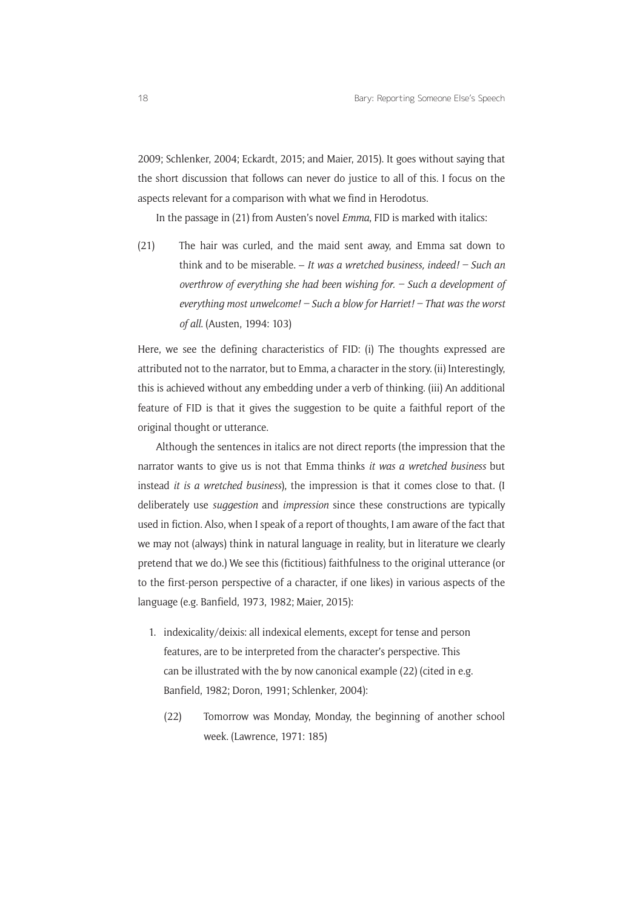2009; Schlenker, 2004; Eckardt, 2015; and Maier, 2015). It goes without saying that the short discussion that follows can never do justice to all of this. I focus on the aspects relevant for a comparison with what we find in Herodotus.

In the passage in (21) from Austen's novel *Emma*, FID is marked with italics:

(21) The hair was curled, and the maid sent away, and Emma sat down to think and to be miserable. – *It was a wretched business, indeed! – Such an overthrow of everything she had been wishing for. – Such a development of everything most unwelcome! – Such a blow for Harriet! – That was the worst of all.* (Austen, 1994: 103)

Here, we see the defining characteristics of FID: (i) The thoughts expressed are attributed not to the narrator, but to Emma, a character in the story. (ii) Interestingly, this is achieved without any embedding under a verb of thinking. (iii) An additional feature of FID is that it gives the suggestion to be quite a faithful report of the original thought or utterance.

Although the sentences in italics are not direct reports (the impression that the narrator wants to give us is not that Emma thinks *it was a wretched business* but instead *it is a wretched business*), the impression is that it comes close to that. (I deliberately use *suggestion* and *impression* since these constructions are typically used in fiction. Also, when I speak of a report of thoughts, I am aware of the fact that we may not (always) think in natural language in reality, but in literature we clearly pretend that we do.) We see this (fictitious) faithfulness to the original utterance (or to the first-person perspective of a character, if one likes) in various aspects of the language (e.g. Banfield, 1973, 1982; Maier, 2015):

1. indexicality/deixis: all indexical elements, except for tense and person features, are to be interpreted from the character's perspective. This can be illustrated with the by now canonical example (22) (cited in e.g. Banfield, 1982; Doron, 1991; Schlenker, 2004):

   (22) Tomorrow was Monday, Monday, the beginning of another school week. (Lawrence, 1971: 185)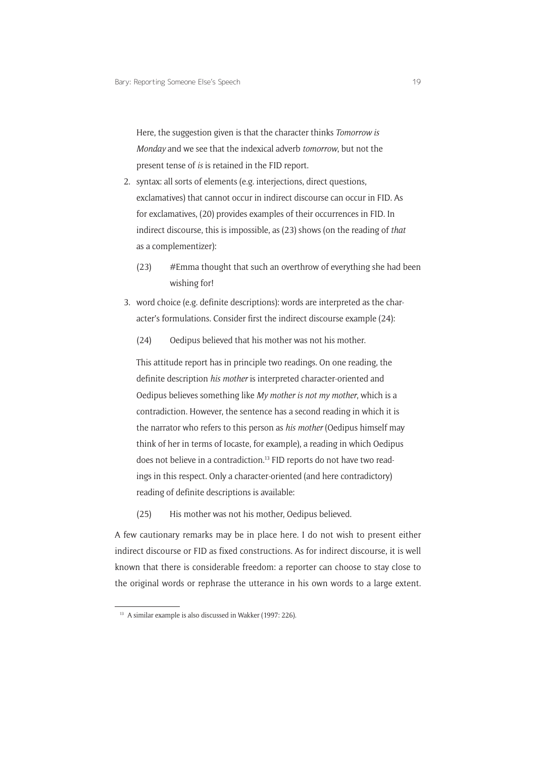Here, the suggestion given is that the character thinks *Tomorrow is Monday* and we see that the indexical adverb *tomorrow*, but not the present tense of *is* is retained in the FID report.

2. syntax: all sorts of elements (e.g. interjections, direct questions, exclamatives) that cannot occur in indirect discourse can occur in FID. As for exclamatives, (20) provides examples of their occurrences in FID. In indirect discourse, this is impossible, as (23) shows (on the reading of *that* as a complementizer):

   (23) #Emma thought that such an overthrow of everything she had been wishing for!

3. word choice (e.g. definite descriptions): words are interpreted as the character's formulations. Consider first the indirect discourse example (24):

   (24) Oedipus believed that his mother was not his mother.

   This attitude report has in principle two readings. On one reading, the definite description *his mother* is interpreted character-oriented and Oedipus believes something like *My mother is not my mother*, which is a contradiction. However, the sentence has a second reading in which it is the narrator who refers to this person as *his mother* (Oedipus himself may think of her in terms of Iocaste, for example), a reading in which Oedipus does not believe in a contradiction.[13] FID reports do not have two readings in this respect. Only a character-oriented (and here contradictory) reading of definite descriptions is available:

   (25) His mother was not his mother, Oedipus believed.

A few cautionary remarks may be in place here. I do not wish to present either indirect discourse or FID as fixed constructions. As for indirect discourse, it is well known that there is considerable freedom: a reporter can choose to stay close to the original words or rephrase the utterance in his own words to a large extent.

[13] A similar example is also discussed in Wakker (1997: 226).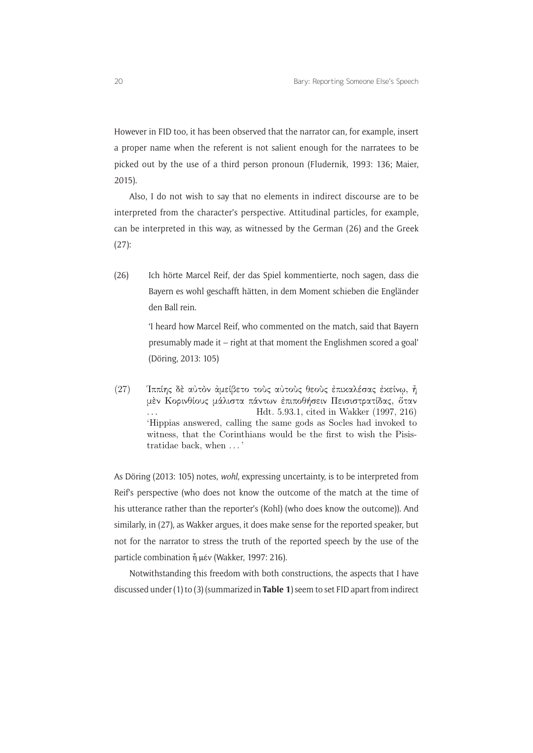However in FID too, it has been observed that the narrator can, for example, insert a proper name when the referent is not salient enough for the narratees to be picked out by the use of a third person pronoun (Fludernik, 1993: 136; Maier, 2015).

Also, I do not wish to say that no elements in indirect discourse are to be interpreted from the character's perspective. Attitudinal particles, for example, can be interpreted in this way, as witnessed by the German (26) and the Greek (27):

(26) Ich hörte Marcel Reif, der das Spiel kommentierte, noch sagen, dass die Bayern es wohl geschafft hätten, in dem Moment schieben die Engländer den Ball rein.

'I heard how Marcel Reif, who commented on the match, said that Bayern presumably made it – right at that moment the Englishmen scored a goal' (Döring, 2013: 105)

(27) Ἱππίης δὲ αὐτὸν ἀμείβετο τοὺς αὐτοὺς θεοὺς ἐπικαλέσας ἐκείνῳ, ἦ μὲν Κορινθίους μάλιστα πάντων ἐπιποθήσειν Πεισιστρατίδας, ὅταν … Hdt. 5.93.1, cited in Wakker (1997, 216)

'Hippias answered, calling the same gods as Socles had invoked to witness, that the Corinthians would be the first to wish the Pisistratidae back, when … '

As Döring (2013: 105) notes, *wohl*, expressing uncertainty, is to be interpreted from Reif's perspective (who does not know the outcome of the match at the time of his utterance rather than the reporter's (Kohl) (who does know the outcome)). And similarly, in (27), as Wakker argues, it does make sense for the reported speaker, but not for the narrator to stress the truth of the reported speech by the use of the particle combination ἦ μέν (Wakker, 1997: 216).

Notwithstanding this freedom with both constructions, the aspects that I have discussed under (1) to (3) (summarized in **Table 1**) seem to set FID apart from indirect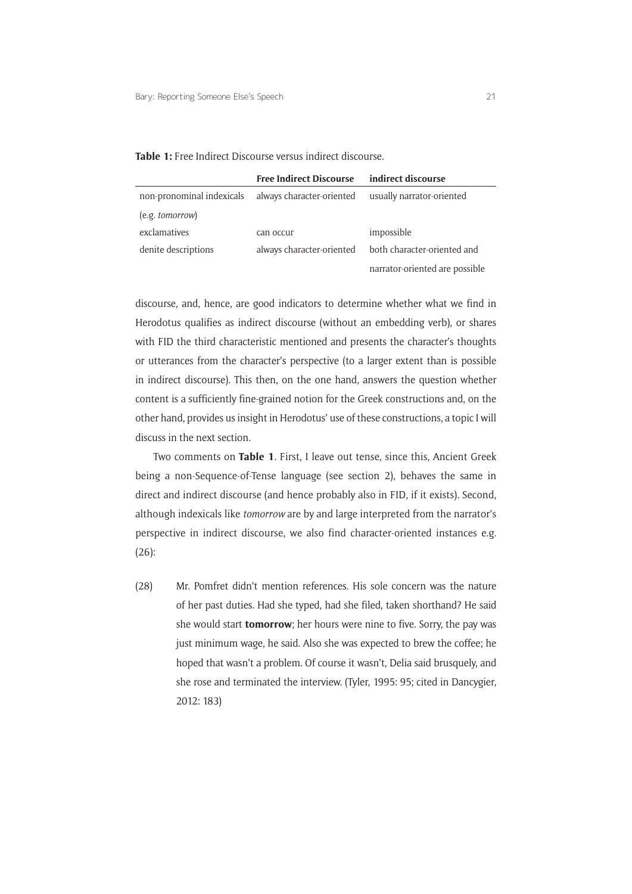**Table 1:** Free Indirect Discourse versus indirect discourse.

| | **Free Indirect Discourse** | **indirect discourse** |
|---|---|---|
| non-pronominal indexicals (e.g. *tomorrow*) | always character-oriented | usually narrator-oriented |
| exclamatives | can occur | impossible |
| denite descriptions | always character-oriented | both character-oriented and narrator-oriented are possible |

discourse, and, hence, are good indicators to determine whether what we find in Herodotus qualifies as indirect discourse (without an embedding verb), or shares with FID the third characteristic mentioned and presents the character's thoughts or utterances from the character's perspective (to a larger extent than is possible in indirect discourse). This then, on the one hand, answers the question whether content is a sufficiently fine-grained notion for the Greek constructions and, on the other hand, provides us insight in Herodotus' use of these constructions, a topic I will discuss in the next section.

Two comments on **Table 1**. First, I leave out tense, since this, Ancient Greek being a non-Sequence-of-Tense language (see section 2), behaves the same in direct and indirect discourse (and hence probably also in FID, if it exists). Second, although indexicals like *tomorrow* are by and large interpreted from the narrator's perspective in indirect discourse, we also find character-oriented instances e.g. (26):

(28) Mr. Pomfret didn't mention references. His sole concern was the nature of her past duties. Had she typed, had she filed, taken shorthand? He said she would start **tomorrow**; her hours were nine to five. Sorry, the pay was just minimum wage, he said. Also she was expected to brew the coffee; he hoped that wasn't a problem. Of course it wasn't, Delia said brusquely, and she rose and terminated the interview. (Tyler, 1995: 95; cited in Dancygier, 2012: 183)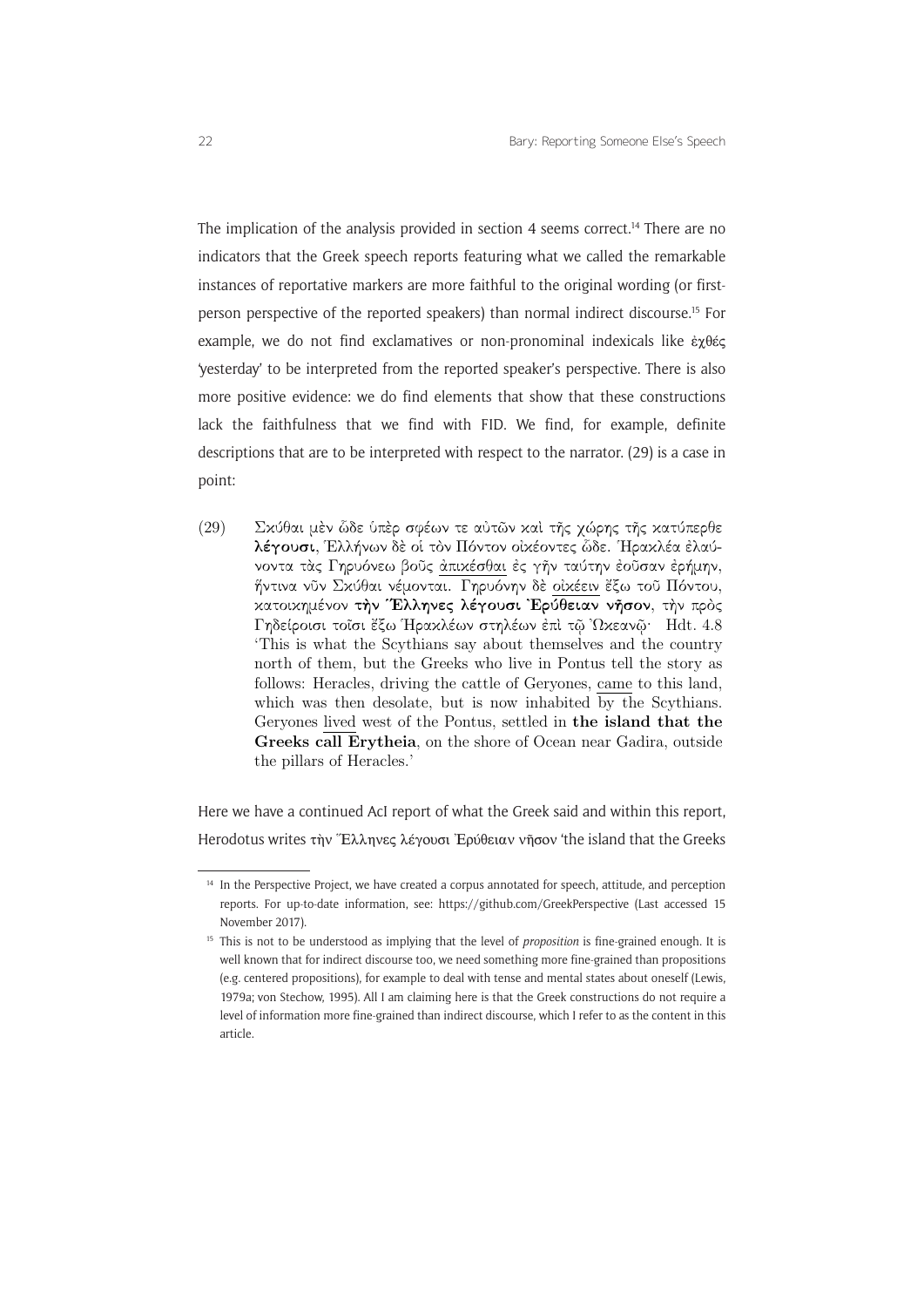The implication of the analysis provided in section 4 seems correct.[14] There are no indicators that the Greek speech reports featuring what we called the remarkable instances of reportative markers are more faithful to the original wording (or first-person perspective of the reported speakers) than normal indirect discourse.[15] For example, we do not find exclamatives or non-pronominal indexicals like ἐχθές 'yesterday' to be interpreted from the reported speaker's perspective. There is also more positive evidence: we do find elements that show that these constructions lack the faithfulness that we find with FID. We find, for example, definite descriptions that are to be interpreted with respect to the narrator. (29) is a case in point:

(29) Σκύθαι μὲν ὧδε ὑπὲρ σφέων τε αὐτῶν καὶ τῆς χώρης τῆς κατύπερθε **λέγουσι**, Ἑλλήνων δὲ οἱ τὸν Πόντον οἰκέοντες ὧδε. Ἡρακλέα ἐλαύνοντα τὰς Γηρυόνεω βοῦς <u>ἀπικέσθαι</u> ἐς γῆν ταύτην ἐοῦσαν ἐρήμην, ἥντινα νῦν Σκύθαι νέμονται. Γηρυόνην δὲ <u>οἰκέειν</u> ἔξω τοῦ Πόντου, κατοικημένον **τὴν Ἕλληνες λέγουσι Ἐρύθειαν νῆσον**, τὴν πρὸς Γηδείροισι τοῖσι ἔξω Ἡρακλέων στηλέων ἐπὶ τῷ Ὠκεανῷ· Hdt. 4.8
'This is what the Scythians say about themselves and the country north of them, but the Greeks who live in Pontus tell the story as follows: Heracles, driving the cattle of Geryones, <u>came</u> to this land, which was then desolate, but is now inhabited by the Scythians. Geryones <u>lived</u> west of the Pontus, settled in **the island that the Greeks call Erytheia**, on the shore of Ocean near Gadira, outside the pillars of Heracles.'

Here we have a continued AcI report of what the Greek said and within this report, Herodotus writes τὴν Ἕλληνες λέγουσι Ἐρύθειαν νῆσον 'the island that the Greeks

[14] In the Perspective Project, we have created a corpus annotated for speech, attitude, and perception reports. For up-to-date information, see: https://github.com/GreekPerspective (Last accessed 15 November 2017).

[15] This is not to be understood as implying that the level of *proposition* is fine-grained enough. It is well known that for indirect discourse too, we need something more fine-grained than propositions (e.g. centered propositions), for example to deal with tense and mental states about oneself (Lewis, 1979a; von Stechow, 1995). All I am claiming here is that the Greek constructions do not require a level of information more fine-grained than indirect discourse, which I refer to as the content in this article.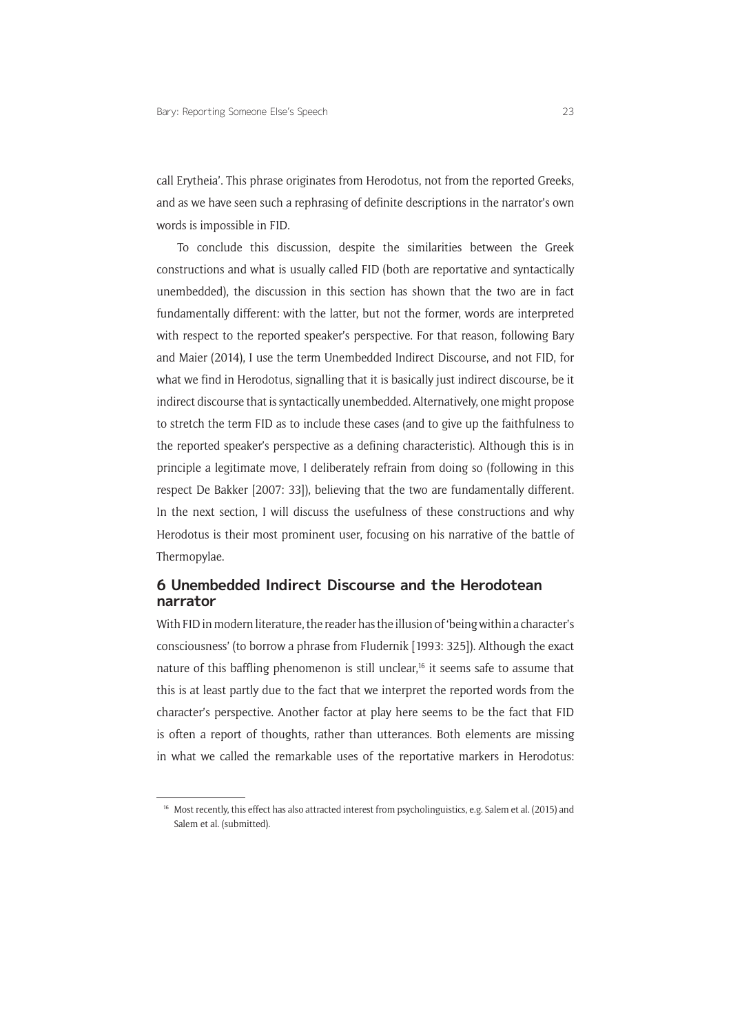call Erytheia'. This phrase originates from Herodotus, not from the reported Greeks, and as we have seen such a rephrasing of definite descriptions in the narrator's own words is impossible in FID.

To conclude this discussion, despite the similarities between the Greek constructions and what is usually called FID (both are reportative and syntactically unembedded), the discussion in this section has shown that the two are in fact fundamentally different: with the latter, but not the former, words are interpreted with respect to the reported speaker's perspective. For that reason, following Bary and Maier (2014), I use the term Unembedded Indirect Discourse, and not FID, for what we find in Herodotus, signalling that it is basically just indirect discourse, be it indirect discourse that is syntactically unembedded. Alternatively, one might propose to stretch the term FID as to include these cases (and to give up the faithfulness to the reported speaker's perspective as a defining characteristic). Although this is in principle a legitimate move, I deliberately refrain from doing so (following in this respect De Bakker [2007: 33]), believing that the two are fundamentally different. In the next section, I will discuss the usefulness of these constructions and why Herodotus is their most prominent user, focusing on his narrative of the battle of Thermopylae.

## 6 Unembedded Indirect Discourse and the Herodotean narrator

With FID in modern literature, the reader has the illusion of 'being within a character's consciousness' (to borrow a phrase from Fludernik [1993: 325]). Although the exact nature of this baffling phenomenon is still unclear,[16] it seems safe to assume that this is at least partly due to the fact that we interpret the reported words from the character's perspective. Another factor at play here seems to be the fact that FID is often a report of thoughts, rather than utterances. Both elements are missing in what we called the remarkable uses of the reportative markers in Herodotus:

[16] Most recently, this effect has also attracted interest from psycholinguistics, e.g. Salem et al. (2015) and Salem et al. (submitted).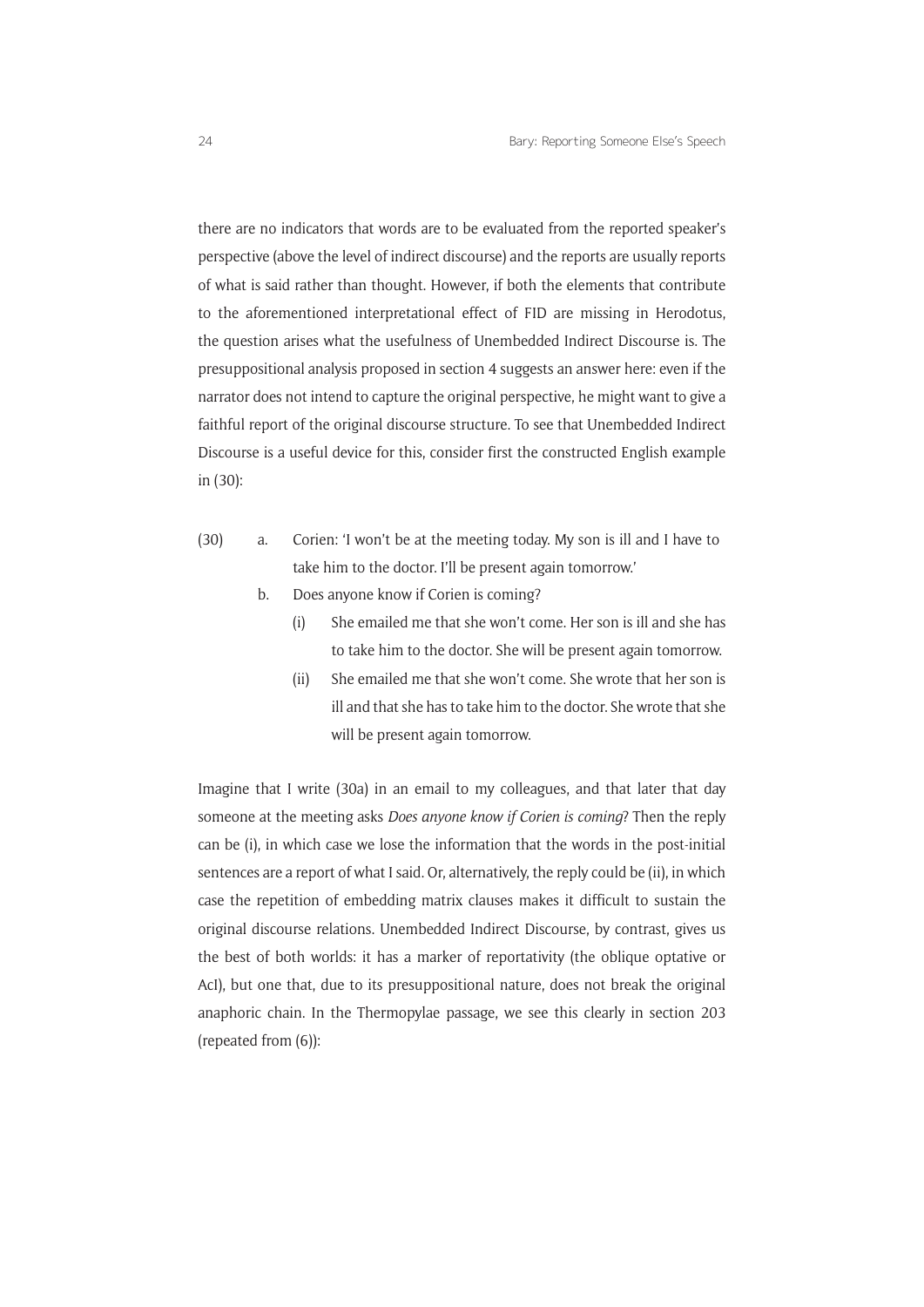there are no indicators that words are to be evaluated from the reported speaker's perspective (above the level of indirect discourse) and the reports are usually reports of what is said rather than thought. However, if both the elements that contribute to the aforementioned interpretational effect of FID are missing in Herodotus, the question arises what the usefulness of Unembedded Indirect Discourse is. The presuppositional analysis proposed in section 4 suggests an answer here: even if the narrator does not intend to capture the original perspective, he might want to give a faithful report of the original discourse structure. To see that Unembedded Indirect Discourse is a useful device for this, consider first the constructed English example in (30):

(30) a. Corien: 'I won't be at the meeting today. My son is ill and I have to take him to the doctor. I'll be present again tomorrow.'

b. Does anyone know if Corien is coming?

 (i) She emailed me that she won't come. Her son is ill and she has to take him to the doctor. She will be present again tomorrow.

 (ii) She emailed me that she won't come. She wrote that her son is ill and that she has to take him to the doctor. She wrote that she will be present again tomorrow.

Imagine that I write (30a) in an email to my colleagues, and that later that day someone at the meeting asks *Does anyone know if Corien is coming*? Then the reply can be (i), in which case we lose the information that the words in the post-initial sentences are a report of what I said. Or, alternatively, the reply could be (ii), in which case the repetition of embedding matrix clauses makes it difficult to sustain the original discourse relations. Unembedded Indirect Discourse, by contrast, gives us the best of both worlds: it has a marker of reportativity (the oblique optative or AcI), but one that, due to its presuppositional nature, does not break the original anaphoric chain. In the Thermopylae passage, we see this clearly in section 203 (repeated from (6)):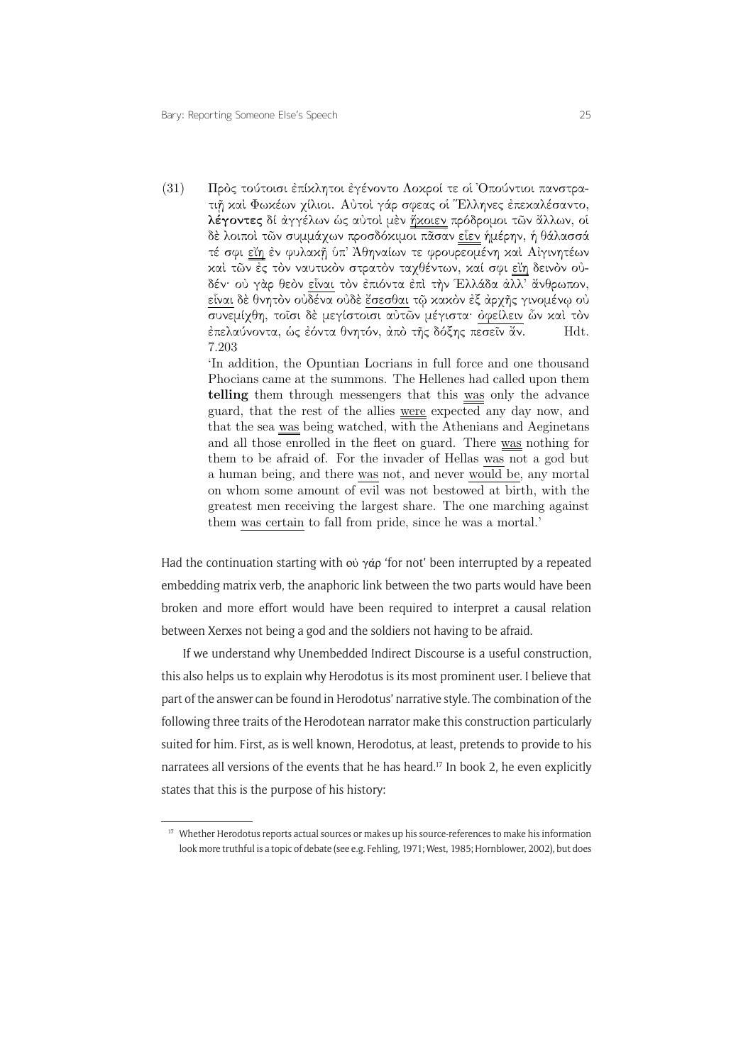(31) Πρὸς τούτοισι ἐπίκλητοι ἐγένοντο Λοκροί τε οἱ Ὀπούντιοι πανστρατιῇ καὶ Φωκέων χίλιοι. Αὐτοὶ γάρ σφεας οἱ Ἕλληνες ἐπεκαλέσαντο, **λέγοντες** δι' ἀγγέλων ὡς αὐτοὶ μὲν ἥκοιεν πρόδρομοι τῶν ἄλλων, οἱ δὲ λοιποὶ τῶν συμμάχων προσδόκιμοι πᾶσαν εἶεν ἡμέρην, ἡ θάλασσά τέ σφι εἴη ἐν φυλακῇ ὑπ' Ἀθηναίων τε φρουρεομένη καὶ Αἰγινητέων καὶ τῶν ἐς τὸν ναυτικὸν στρατὸν ταχθέντων, καί σφι εἴη δεινὸν οὐδέν· οὐ γὰρ θεὸν εἶναι τὸν ἐπιόντα ἐπὶ τὴν Ἑλλάδα ἀλλ' ἄνθρωπον, εἶναι δὲ θνητὸν οὐδένα οὐδὲ ἔσεσθαι τῷ κακὸν ἐξ ἀρχῆς γινομένῳ οὐ συνεμίχθη, τοῖσι δὲ μεγίστοισι αὐτῶν μέγιστα· ὀφείλειν ὦν καὶ τὸν ἐπελαύνοντα, ὡς ἐόντα θνητόν, ἀπὸ τῆς δόξης πεσεῖν ἄν. Hdt. 7.203

'In addition, the Opuntian Locrians in full force and one thousand Phocians came at the summons. The Hellenes had called upon them **telling** them through messengers that this was only the advance guard, that the rest of the allies were expected any day now, and that the sea was being watched, with the Athenians and Aeginetans and all those enrolled in the fleet on guard. There was nothing for them to be afraid of. For the invader of Hellas was not a god but a human being, and there was not, and never would be, any mortal on whom some amount of evil was not bestowed at birth, with the greatest men receiving the largest share. The one marching against them was certain to fall from pride, since he was a mortal.'

Had the continuation starting with οὐ γάρ 'for not' been interrupted by a repeated embedding matrix verb, the anaphoric link between the two parts would have been broken and more effort would have been required to interpret a causal relation between Xerxes not being a god and the soldiers not having to be afraid.

If we understand why Unembedded Indirect Discourse is a useful construction, this also helps us to explain why Herodotus is its most prominent user. I believe that part of the answer can be found in Herodotus' narrative style. The combination of the following three traits of the Herodotean narrator make this construction particularly suited for him. First, as is well known, Herodotus, at least, pretends to provide to his narratees all versions of the events that he has heard.[17] In book 2, he even explicitly states that this is the purpose of his history:

[17] Whether Herodotus reports actual sources or makes up his source-references to make his information look more truthful is a topic of debate (see e.g. Fehling, 1971; West, 1985; Hornblower, 2002), but does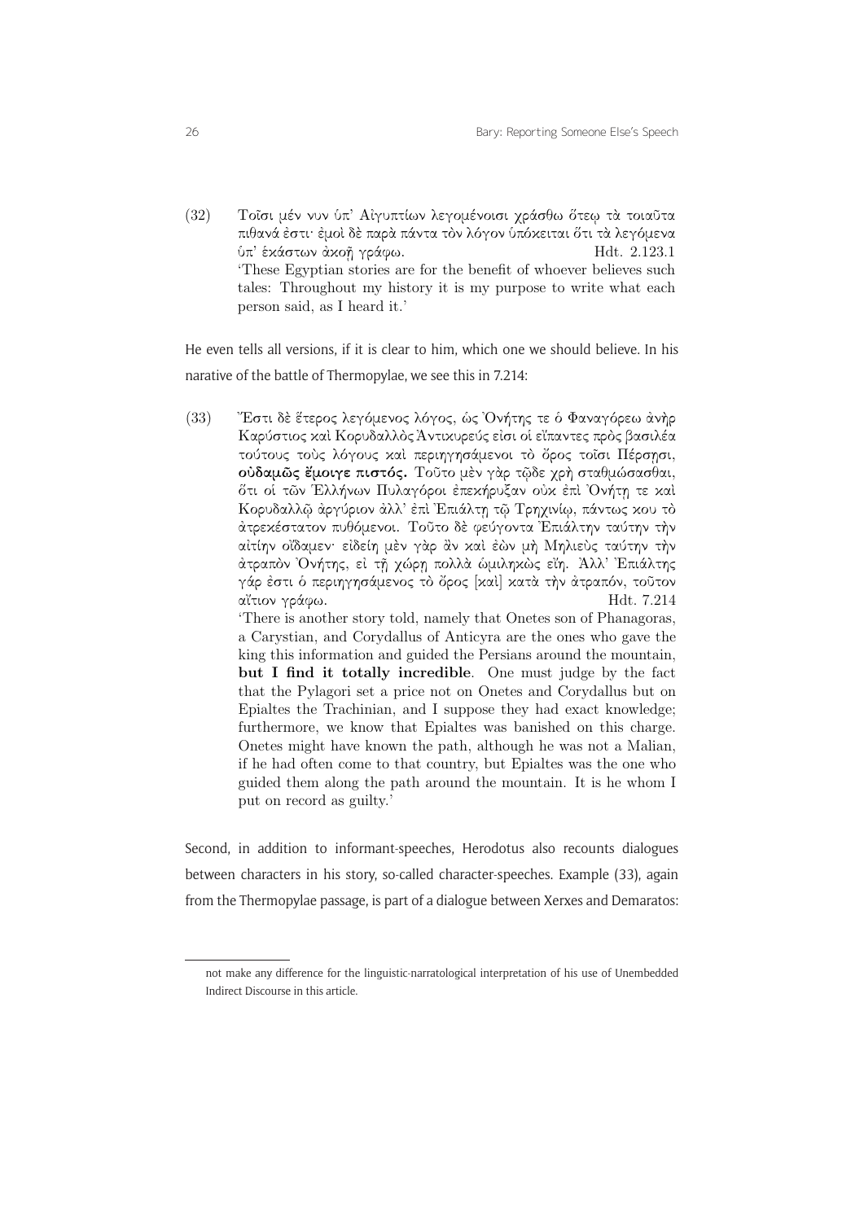(32) Τοῖσι μέν νυν ὑπ᾽ Αἰγυπτίων λεγομένοισι χράσθω ὅτεῳ τὰ τοιαῦτα πιθανά ἐστι· ἐμοὶ δὲ παρὰ πάντα τὸν λόγον ὑπόκειται ὅτι τὰ λεγόμενα ὑπ᾽ ἑκάστων ἀκοῇ γράφω. Hdt. 2.123.1

'These Egyptian stories are for the benefit of whoever believes such tales: Throughout my history it is my purpose to write what each person said, as I heard it.'

He even tells all versions, if it is clear to him, which one we should believe. In his narative of the battle of Thermopylae, we see this in 7.214:

(33) Ἔστι δὲ ἕτερος λεγόμενος λόγος, ὡς Ὀνήτης τε ὁ Φαναγόρεω ἀνὴρ Καρύστιος καὶ Κορυδαλλὸς Ἀντικυρεύς εἰσι οἱ εἴπαντες πρὸς βασιλέα τούτους τοὺς λόγους καὶ περιηγησάμενοι τὸ ὄρος τοῖσι Πέρσῃσι, **οὐδαμῶς ἔμοιγε πιστός.** Τοῦτο μὲν γὰρ τῷδε χρὴ σταθμώσασθαι, ὅτι οἱ τῶν Ἑλλήνων Πυλαγόροι ἐπεκήρυξαν οὐκ ἐπὶ Ὀνήτῃ τε καὶ Κορυδαλλῷ ἀργύριον ἀλλ᾽ ἐπὶ Ἐπιάλτῃ τῷ Τρηχινίῳ, πάντως κου τὸ ἀτρεκέστατον πυθόμενοι. Τοῦτο δὲ φεύγοντα Ἐπιάλτην ταύτην τὴν αἰτίην οἴδαμεν· εἰδείη μὲν γὰρ ἂν καὶ ἐὼν μὴ Μηλιεὺς ταύτην τὴν ἀτραπὸν Ὀνήτης, εἰ τῇ χώρῃ πολλὰ ὡμιληκὼς εἴη. Ἀλλ᾽ Ἐπιάλτης γάρ ἐστι ὁ περιηγησάμενος τὸ ὄρος [καὶ] κατὰ τὴν ἀτραπόν, τοῦτον αἴτιον γράφω. Hdt. 7.214

'There is another story told, namely that Onetes son of Phanagoras, a Carystian, and Corydallus of Anticyra are the ones who gave the king this information and guided the Persians around the mountain, **but I find it totally incredible**. One must judge by the fact that the Pylagori set a price not on Onetes and Corydallus but on Epialtes the Trachinian, and I suppose they had exact knowledge; furthermore, we know that Epialtes was banished on this charge. Onetes might have known the path, although he was not a Malian, if he had often come to that country, but Epialtes was the one who guided them along the path around the mountain. It is he whom I put on record as guilty.'

Second, in addition to informant-speeches, Herodotus also recounts dialogues between characters in his story, so-called character-speeches. Example (33), again from the Thermopylae passage, is part of a dialogue between Xerxes and Demaratos:

not make any difference for the linguistic-narratological interpretation of his use of Unembedded Indirect Discourse in this article.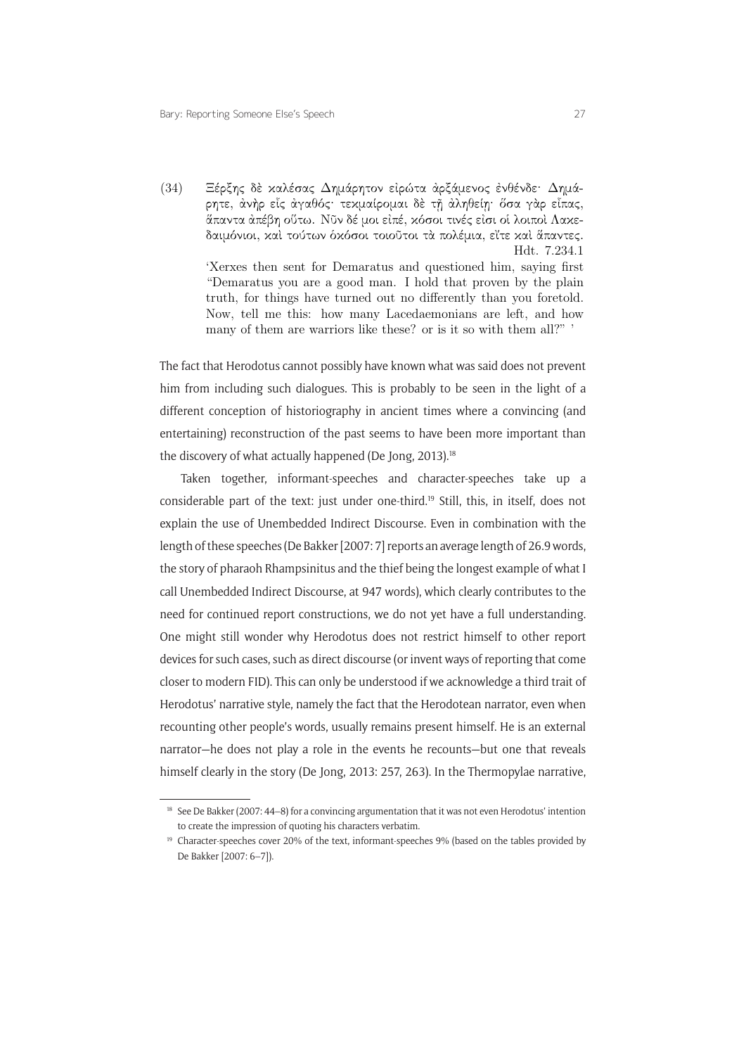(34) Ξέρξης δὲ καλέσας Δημάρητον εἰρώτα ἀρξάμενος ἐνθένδε· Δημάρητε, ἀνὴρ εἶς ἀγαθός· τεκμαίρομαι δὲ τῇ ἀληθείῃ· ὅσα γὰρ εἶπας, ἅπαντα ἀπέβη οὕτω. Νῦν δέ μοι εἰπέ, κόσοι τινές εἰσι οἱ λοιποὶ Λακεδαιμόνιοι, καὶ τούτων ὁκόσοι τοιοῦτοι τὰ πολέμια, εἴτε καὶ ἅπαντες.
Hdt. 7.234.1

'Xerxes then sent for Demaratus and questioned him, saying first "Demaratus you are a good man. I hold that proven by the plain truth, for things have turned out no differently than you foretold. Now, tell me this: how many Lacedaemonians are left, and how many of them are warriors like these? or is it so with them all?" '

The fact that Herodotus cannot possibly have known what was said does not prevent him from including such dialogues. This is probably to be seen in the light of a different conception of historiography in ancient times where a convincing (and entertaining) reconstruction of the past seems to have been more important than the discovery of what actually happened (De Jong, 2013).[18]

Taken together, informant-speeches and character-speeches take up a considerable part of the text: just under one-third.[19] Still, this, in itself, does not explain the use of Unembedded Indirect Discourse. Even in combination with the length of these speeches (De Bakker [2007: 7] reports an average length of 26.9 words, the story of pharaoh Rhampsinitus and the thief being the longest example of what I call Unembedded Indirect Discourse, at 947 words), which clearly contributes to the need for continued report constructions, we do not yet have a full understanding. One might still wonder why Herodotus does not restrict himself to other report devices for such cases, such as direct discourse (or invent ways of reporting that come closer to modern FID). This can only be understood if we acknowledge a third trait of Herodotus' narrative style, namely the fact that the Herodotean narrator, even when recounting other people's words, usually remains present himself. He is an external narrator—he does not play a role in the events he recounts—but one that reveals himself clearly in the story (De Jong, 2013: 257, 263). In the Thermopylae narrative,

[18] See De Bakker (2007: 44–8) for a convincing argumentation that it was not even Herodotus' intention to create the impression of quoting his characters verbatim.

[19] Character-speeches cover 20% of the text, informant-speeches 9% (based on the tables provided by De Bakker [2007: 6–7]).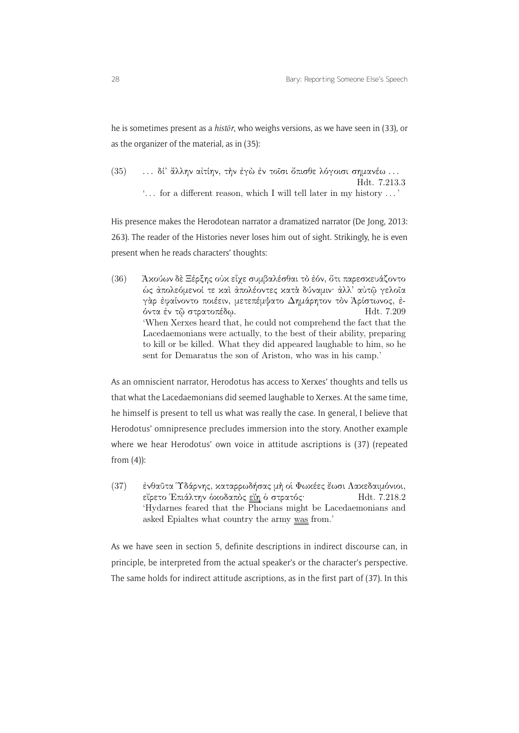he is sometimes present as a *histōr*, who weighs versions, as we have seen in (33), or as the organizer of the material, as in (35):

(35) … δί' ἄλλην αἰτίην, τὴν ἐγὼ ἐν τοῖσι ὄπισθε λόγοισι σημανέω … Hdt. 7.213.3
'… for a different reason, which I will tell later in my history … '

His presence makes the Herodotean narrator a dramatized narrator (De Jong, 2013: 263). The reader of the Histories never loses him out of sight. Strikingly, he is even present when he reads characters' thoughts:

(36) Ἀκούων δὲ Ξέρξης οὐκ εἶχε συμβαλέσθαι τὸ ἐόν, ὅτι παρεσκευάζοντο ὡς ἀπολεόμενοί τε καὶ ἀπολέοντες κατὰ δύναμιν· ἀλλ' αὐτῷ γελοῖα γὰρ ἐφαίνοντο ποιέειν, μετεπέμψατο Δημάρητον τὸν Ἀρίστωνος, ἐόντα ἐν τῷ στρατοπέδῳ. Hdt. 7.209
'When Xerxes heard that, he could not comprehend the fact that the Lacedaemonians were actually, to the best of their ability, preparing to kill or be killed. What they did appeared laughable to him, so he sent for Demaratus the son of Ariston, who was in his camp.'

As an omniscient narrator, Herodotus has access to Xerxes' thoughts and tells us that what the Lacedaemonians did seemed laughable to Xerxes. At the same time, he himself is present to tell us what was really the case. In general, I believe that Herodotus' omnipresence precludes immersion into the story. Another example where we hear Herodotus' own voice in attitude ascriptions is (37) (repeated from (4)):

(37) ἐνθαῦτα Ὑδάρνης, καταρρωδήσας μὴ οἱ Φωκέες ἔωσι Λακεδαιμόνιοι, εἴρετο Ἐπιάλτην ὁκοδαπὸς εἴη ὁ στρατός· Hdt. 7.218.2
'Hydarnes feared that the Phocians might be Lacedaemonians and asked Epialtes what country the army was from.'

As we have seen in section 5, definite descriptions in indirect discourse can, in principle, be interpreted from the actual speaker's or the character's perspective. The same holds for indirect attitude ascriptions, as in the first part of (37). In this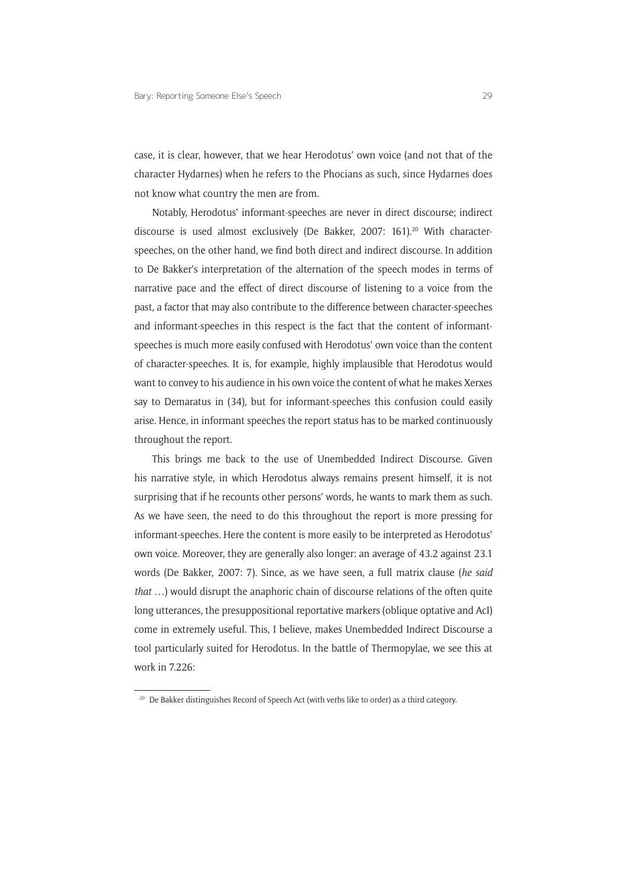case, it is clear, however, that we hear Herodotus' own voice (and not that of the character Hydarnes) when he refers to the Phocians as such, since Hydarnes does not know what country the men are from.

Notably, Herodotus' informant-speeches are never in direct discourse; indirect discourse is used almost exclusively (De Bakker, 2007: 161).[20] With character-speeches, on the other hand, we find both direct and indirect discourse. In addition to De Bakker's interpretation of the alternation of the speech modes in terms of narrative pace and the effect of direct discourse of listening to a voice from the past, a factor that may also contribute to the difference between character-speeches and informant-speeches in this respect is the fact that the content of informant-speeches is much more easily confused with Herodotus' own voice than the content of character-speeches. It is, for example, highly implausible that Herodotus would want to convey to his audience in his own voice the content of what he makes Xerxes say to Demaratus in (34), but for informant-speeches this confusion could easily arise. Hence, in informant speeches the report status has to be marked continuously throughout the report.

This brings me back to the use of Unembedded Indirect Discourse. Given his narrative style, in which Herodotus always remains present himself, it is not surprising that if he recounts other persons' words, he wants to mark them as such. As we have seen, the need to do this throughout the report is more pressing for informant-speeches. Here the content is more easily to be interpreted as Herodotus' own voice. Moreover, they are generally also longer: an average of 43.2 against 23.1 words (De Bakker, 2007: 7). Since, as we have seen, a full matrix clause (*he said that* …) would disrupt the anaphoric chain of discourse relations of the often quite long utterances, the presuppositional reportative markers (oblique optative and AcI) come in extremely useful. This, I believe, makes Unembedded Indirect Discourse a tool particularly suited for Herodotus. In the battle of Thermopylae, we see this at work in 7.226:

[20] De Bakker distinguishes Record of Speech Act (with verbs like to order) as a third category.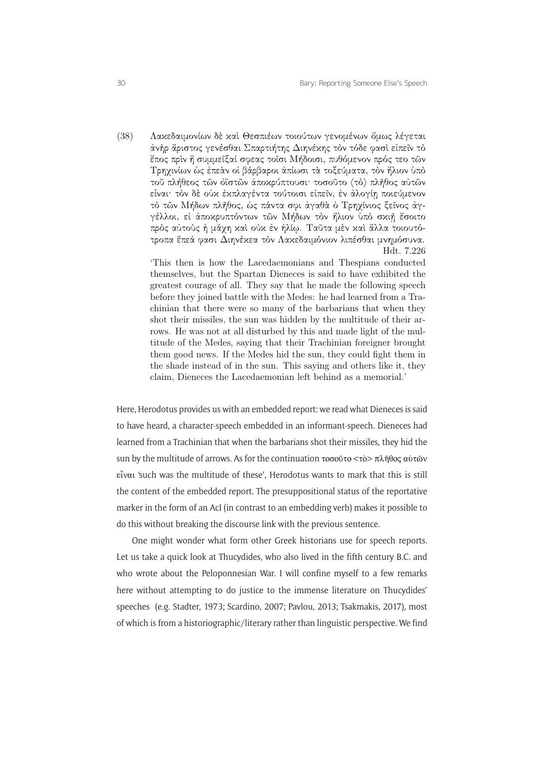(38) Λακεδαιμονίων δὲ καὶ Θεσπιέων τοιούτων γενομένων ὅμως λέγεται ἀνὴρ ἄριστος γενέσθαι Σπαρτιήτης Διηνέκης τὸν τόδε φασὶ εἰπεῖν τὸ ἔπος πρὶν ἢ συμμεῖξαί σφεας τοῖσι Μήδοισι, πυθόμενον πρός τεο τῶν Τρηχινίων ὡς ἐπεὰν οἱ βάρβαροι ἀπίωσι τὰ τοξεύματα, τὸν ἥλιον ὑπὸ τοῦ πλήθεος τῶν ὀϊστῶν ἀποκρύπτουσι· τοσοῦτο ⟨τὸ⟩ πλῆθος αὐτῶν εἶναι· τὸν δὲ οὐκ ἐκπλαγέντα τούτοισι εἰπεῖν, ἐν ἀλογίῃ ποιεύμενον τὸ τῶν Μήδων πλῆθος, ὡς πάντα σφι ἀγαθὰ ὁ Τρηχίνιος ξεῖνος ἀγγέλλοι, εἰ ἀποκρυπτόντων τῶν Μήδων τὸν ἥλιον ὑπὸ σκιῇ ἔσοιτο πρὸς αὐτοὺς ἡ μάχη καὶ οὐκ ἐν ἡλίῳ. Ταῦτα μὲν καὶ ἄλλα τοιουτότροπα ἔπεά φασι Διηνέκεα τὸν Λακεδαιμόνιον λιπέσθαι μνημόσυνα.
Hdt. 7.226

'This then is how the Lacedaemonians and Thespians conducted themselves, but the Spartan Dieneces is said to have exhibited the greatest courage of all. They say that he made the following speech before they joined battle with the Medes: he had learned from a Trachinian that there were so many of the barbarians that when they shot their missiles, the sun was hidden by the multitude of their arrows. He was not at all disturbed by this and made light of the multitude of the Medes, saying that their Trachinian foreigner brought them good news. If the Medes hid the sun, they could fight them in the shade instead of in the sun. This saying and others like it, they claim, Dieneces the Lacedaemonian left behind as a memorial.'

Here, Herodotus provides us with an embedded report: we read what Dieneces is said to have heard, a character-speech embedded in an informant-speech. Dieneces had learned from a Trachinian that when the barbarians shot their missiles, they hid the sun by the multitude of arrows. As for the continuation τοσοῦτο <τὸ> πλῆθος αὐτῶν εἶναι 'such was the multitude of these', Herodotus wants to mark that this is still the content of the embedded report. The presuppositional status of the reportative marker in the form of an AcI (in contrast to an embedding verb) makes it possible to do this without breaking the discourse link with the previous sentence.

One might wonder what form other Greek historians use for speech reports. Let us take a quick look at Thucydides, who also lived in the fifth century B.C. and who wrote about the Peloponnesian War. I will confine myself to a few remarks here without attempting to do justice to the immense literature on Thucydides' speeches (e.g. Stadter, 1973; Scardino, 2007; Pavlou, 2013; Tsakmakis, 2017), most of which is from a historiographic/literary rather than linguistic perspective. We find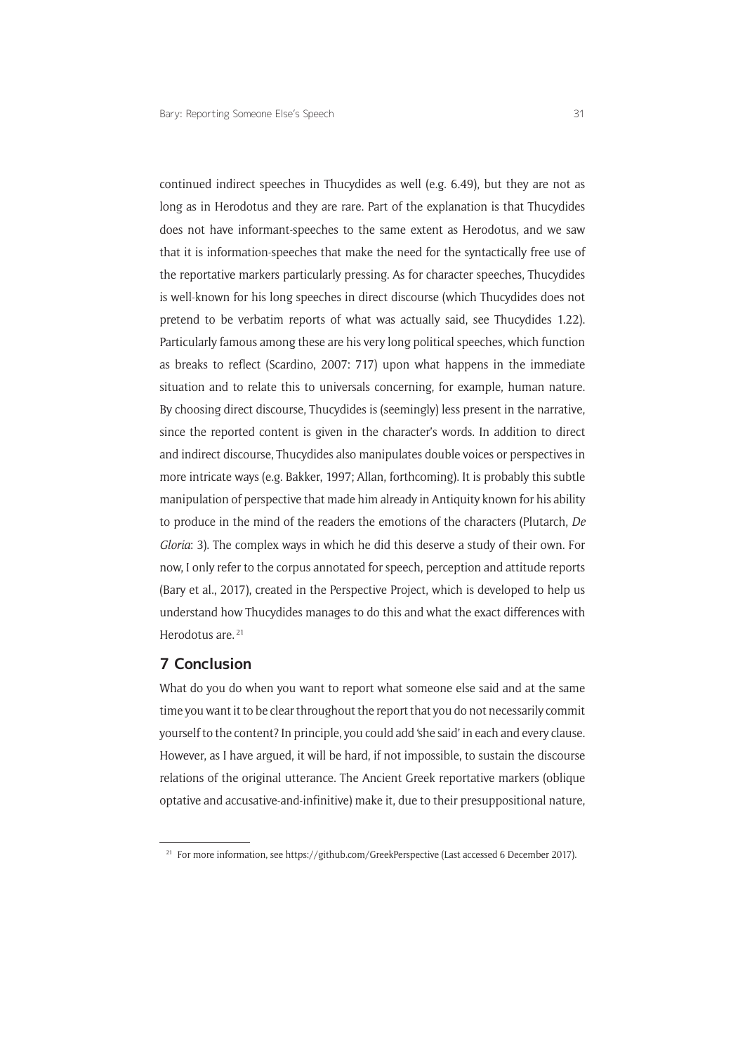continued indirect speeches in Thucydides as well (e.g. 6.49), but they are not as long as in Herodotus and they are rare. Part of the explanation is that Thucydides does not have informant-speeches to the same extent as Herodotus, and we saw that it is information-speeches that make the need for the syntactically free use of the reportative markers particularly pressing. As for character speeches, Thucydides is well-known for his long speeches in direct discourse (which Thucydides does not pretend to be verbatim reports of what was actually said, see Thucydides 1.22). Particularly famous among these are his very long political speeches, which function as breaks to reflect (Scardino, 2007: 717) upon what happens in the immediate situation and to relate this to universals concerning, for example, human nature. By choosing direct discourse, Thucydides is (seemingly) less present in the narrative, since the reported content is given in the character's words. In addition to direct and indirect discourse, Thucydides also manipulates double voices or perspectives in more intricate ways (e.g. Bakker, 1997; Allan, forthcoming). It is probably this subtle manipulation of perspective that made him already in Antiquity known for his ability to produce in the mind of the readers the emotions of the characters (Plutarch, *De Gloria*: 3). The complex ways in which he did this deserve a study of their own. For now, I only refer to the corpus annotated for speech, perception and attitude reports (Bary et al., 2017), created in the Perspective Project, which is developed to help us understand how Thucydides manages to do this and what the exact differences with Herodotus are.[21]

## 7 Conclusion

What do you do when you want to report what someone else said and at the same time you want it to be clear throughout the report that you do not necessarily commit yourself to the content? In principle, you could add 'she said' in each and every clause. However, as I have argued, it will be hard, if not impossible, to sustain the discourse relations of the original utterance. The Ancient Greek reportative markers (oblique optative and accusative-and-infinitive) make it, due to their presuppositional nature,

[21] For more information, see https://github.com/GreekPerspective (Last accessed 6 December 2017).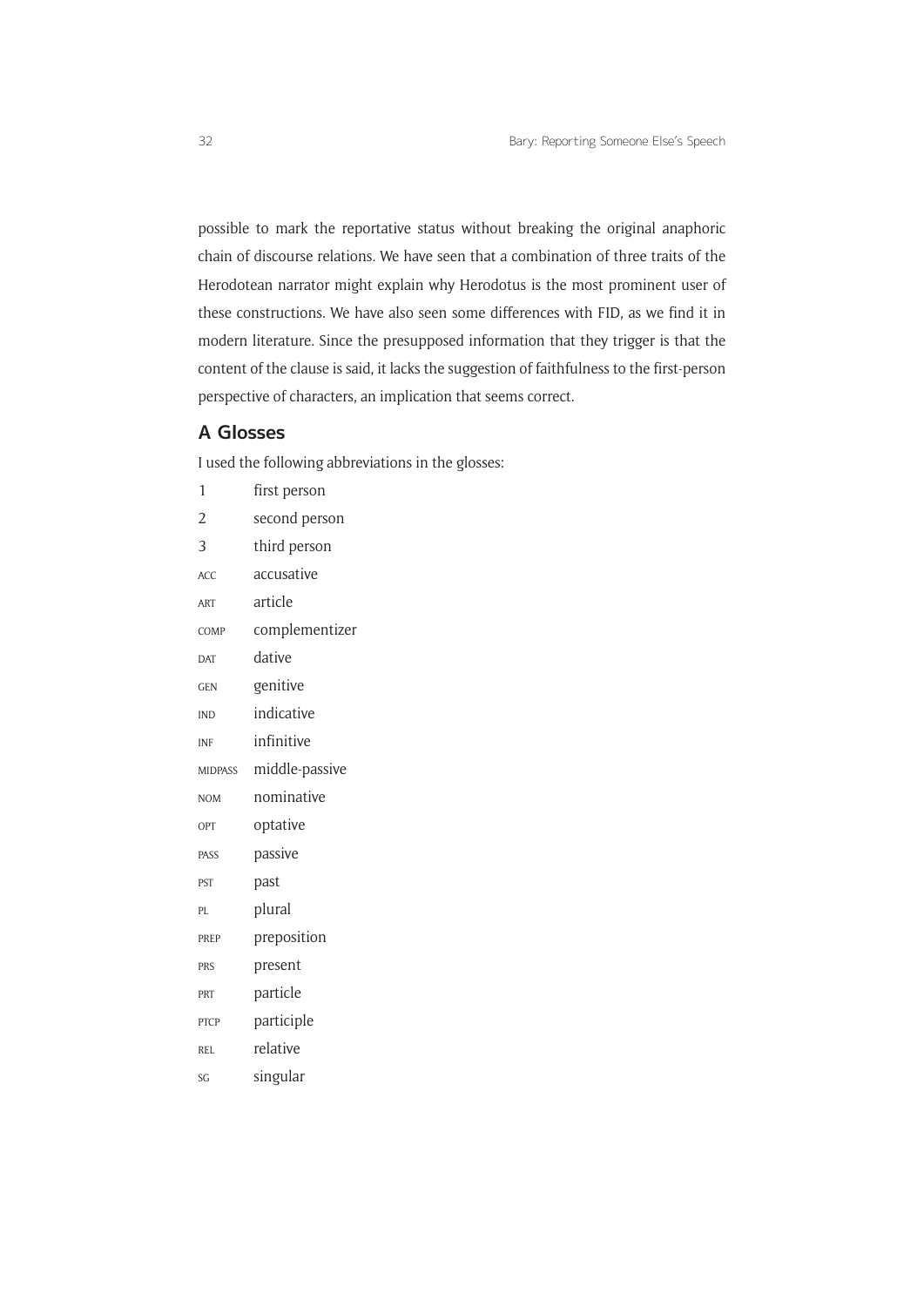possible to mark the reportative status without breaking the original anaphoric chain of discourse relations. We have seen that a combination of three traits of the Herodotean narrator might explain why Herodotus is the most prominent user of these constructions. We have also seen some differences with FID, as we find it in modern literature. Since the presupposed information that they trigger is that the content of the clause is said, it lacks the suggestion of faithfulness to the first-person perspective of characters, an implication that seems correct.

## A Glosses

I used the following abbreviations in the glosses:

| | |
|---|---|
| 1 | first person |
| 2 | second person |
| 3 | third person |
| ACC | accusative |
| ART | article |
| COMP | complementizer |
| DAT | dative |
| GEN | genitive |
| IND | indicative |
| INF | infinitive |
| MIDPASS | middle-passive |
| NOM | nominative |
| OPT | optative |
| PASS | passive |
| PST | past |
| PL | plural |
| PREP | preposition |
| PRS | present |
| PRT | particle |
| PTCP | participle |
| REL | relative |
| SG | singular |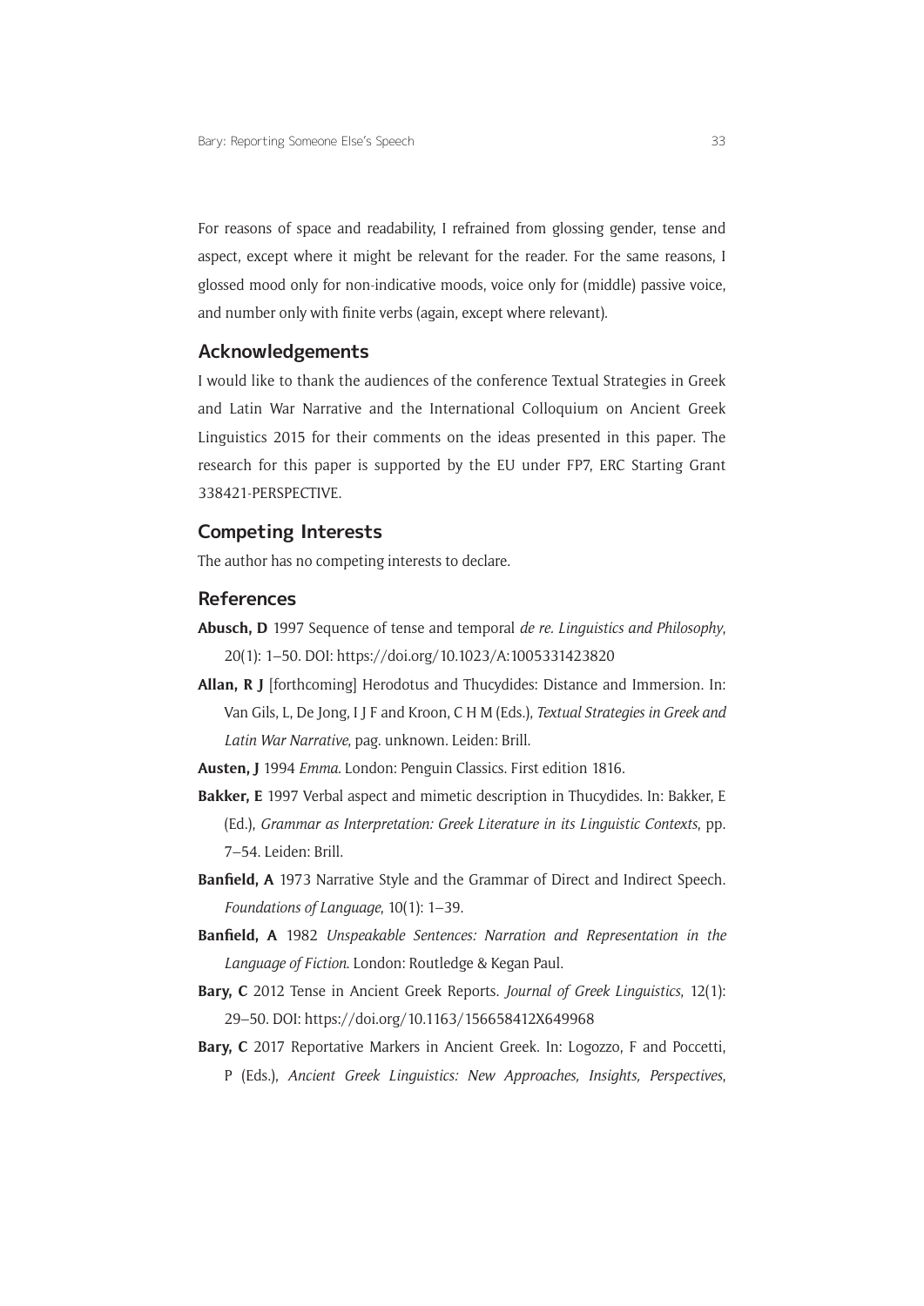For reasons of space and readability, I refrained from glossing gender, tense and aspect, except where it might be relevant for the reader. For the same reasons, I glossed mood only for non-indicative moods, voice only for (middle) passive voice, and number only with finite verbs (again, except where relevant).

## Acknowledgements

I would like to thank the audiences of the conference Textual Strategies in Greek and Latin War Narrative and the International Colloquium on Ancient Greek Linguistics 2015 for their comments on the ideas presented in this paper. The research for this paper is supported by the EU under FP7, ERC Starting Grant 338421-PERSPECTIVE.

## Competing Interests

The author has no competing interests to declare.

## References

**Abusch, D** 1997 Sequence of tense and temporal *de re*. *Linguistics and Philosophy*, 20(1): 1–50. DOI: https://doi.org/10.1023/A:1005331423820

**Allan, R J** [forthcoming] Herodotus and Thucydides: Distance and Immersion. In: Van Gils, L, De Jong, I J F and Kroon, C H M (Eds.), *Textual Strategies in Greek and Latin War Narrative*, pag. unknown. Leiden: Brill.

**Austen, J** 1994 *Emma*. London: Penguin Classics. First edition 1816.

**Bakker, E** 1997 Verbal aspect and mimetic description in Thucydides. In: Bakker, E (Ed.), *Grammar as Interpretation: Greek Literature in its Linguistic Contexts*, pp. 7–54. Leiden: Brill.

**Banfield, A** 1973 Narrative Style and the Grammar of Direct and Indirect Speech. *Foundations of Language*, 10(1): 1–39.

**Banfield, A** 1982 *Unspeakable Sentences: Narration and Representation in the Language of Fiction*. London: Routledge & Kegan Paul.

**Bary, C** 2012 Tense in Ancient Greek Reports. *Journal of Greek Linguistics*, 12(1): 29–50. DOI: https://doi.org/10.1163/156658412X649968

**Bary, C** 2017 Reportative Markers in Ancient Greek. In: Logozzo, F and Poccetti, P (Eds.), *Ancient Greek Linguistics: New Approaches, Insights, Perspectives*,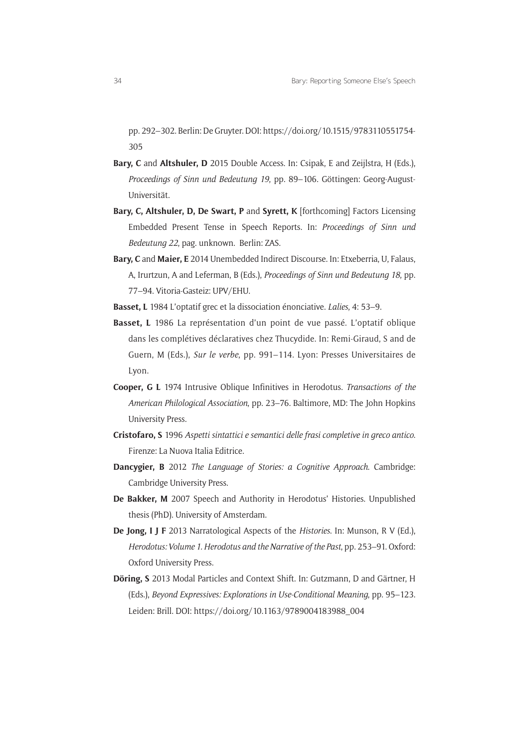pp. 292–302. Berlin: De Gruyter. DOI: https://doi.org/10.1515/9783110551754-305

**Bary, C** and **Altshuler, D** 2015 Double Access. In: Csipak, E and Zeijlstra, H (Eds.), *Proceedings of Sinn und Bedeutung 19*, pp. 89–106. Göttingen: Georg-August-Universität.

**Bary, C, Altshuler, D, De Swart, P** and **Syrett, K** [forthcoming] Factors Licensing Embedded Present Tense in Speech Reports. In: *Proceedings of Sinn und Bedeutung 22*, pag. unknown. Berlin: ZAS.

**Bary, C** and **Maier, E** 2014 Unembedded Indirect Discourse. In: Etxeberria, U, Falaus, A, Irurtzun, A and Leferman, B (Eds.), *Proceedings of Sinn und Bedeutung 18*, pp. 77–94. Vitoria-Gasteiz: UPV/EHU.

**Basset, L** 1984 L'optatif grec et la dissociation énonciative. *Lalies*, 4: 53–9.

**Basset, L** 1986 La représentation d'un point de vue passé. L'optatif oblique dans les complétives déclaratives chez Thucydide. In: Remi-Giraud, S and de Guern, M (Eds.), *Sur le verbe*, pp. 991–114. Lyon: Presses Universitaires de Lyon.

**Cooper, G L** 1974 Intrusive Oblique Infinitives in Herodotus. *Transactions of the American Philological Association*, pp. 23–76. Baltimore, MD: The John Hopkins University Press.

**Cristofaro, S** 1996 *Aspetti sintattici e semantici delle frasi completive in greco antico*. Firenze: La Nuova Italia Editrice.

**Dancygier, B** 2012 *The Language of Stories: a Cognitive Approach*. Cambridge: Cambridge University Press.

**De Bakker, M** 2007 Speech and Authority in Herodotus' Histories. Unpublished thesis (PhD). University of Amsterdam.

**De Jong, I J F** 2013 Narratological Aspects of the *Histories*. In: Munson, R V (Ed.), *Herodotus: Volume 1. Herodotus and the Narrative of the Past*, pp. 253–91. Oxford: Oxford University Press.

**Döring, S** 2013 Modal Particles and Context Shift. In: Gutzmann, D and Gärtner, H (Eds.), *Beyond Expressives: Explorations in Use-Conditional Meaning*, pp. 95–123. Leiden: Brill. DOI: https://doi.org/10.1163/9789004183988_004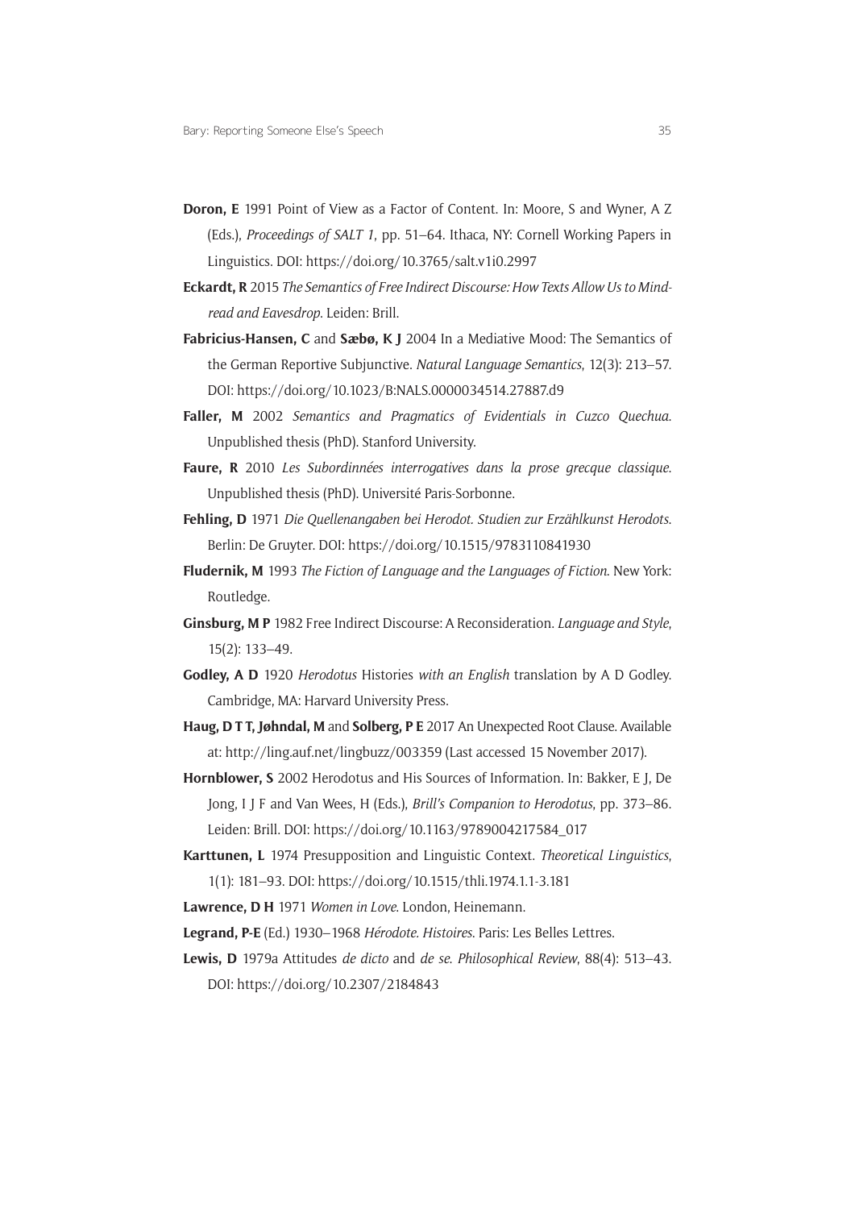**Doron, E** 1991 Point of View as a Factor of Content. In: Moore, S and Wyner, A Z (Eds.), *Proceedings of SALT 1*, pp. 51–64. Ithaca, NY: Cornell Working Papers in Linguistics. DOI: https://doi.org/10.3765/salt.v1i0.2997

**Eckardt, R** 2015 *The Semantics of Free Indirect Discourse: How Texts Allow Us to Mind-read and Eavesdrop*. Leiden: Brill.

**Fabricius-Hansen, C** and **Sæbø, K J** 2004 In a Mediative Mood: The Semantics of the German Reportive Subjunctive. *Natural Language Semantics*, 12(3): 213–57. DOI: https://doi.org/10.1023/B:NALS.0000034514.27887.d9

**Faller, M** 2002 *Semantics and Pragmatics of Evidentials in Cuzco Quechua*. Unpublished thesis (PhD). Stanford University.

**Faure, R** 2010 *Les Subordinnées interrogatives dans la prose grecque classique*. Unpublished thesis (PhD). Université Paris-Sorbonne.

**Fehling, D** 1971 *Die Quellenangaben bei Herodot. Studien zur Erzählkunst Herodots*. Berlin: De Gruyter. DOI: https://doi.org/10.1515/9783110841930

**Fludernik, M** 1993 *The Fiction of Language and the Languages of Fiction*. New York: Routledge.

**Ginsburg, M P** 1982 Free Indirect Discourse: A Reconsideration. *Language and Style*, 15(2): 133–49.

**Godley, A D** 1920 *Herodotus* Histories *with an English* translation by A D Godley. Cambridge, MA: Harvard University Press.

**Haug, D T T, Jøhndal, M** and **Solberg, P E** 2017 An Unexpected Root Clause. Available at: http://ling.auf.net/lingbuzz/003359 (Last accessed 15 November 2017).

**Hornblower, S** 2002 Herodotus and His Sources of Information. In: Bakker, E J, De Jong, I J F and Van Wees, H (Eds.), *Brill's Companion to Herodotus*, pp. 373–86. Leiden: Brill. DOI: https://doi.org/10.1163/9789004217584_017

**Karttunen, L** 1974 Presupposition and Linguistic Context. *Theoretical Linguistics*, 1(1): 181–93. DOI: https://doi.org/10.1515/thli.1974.1.1-3.181

**Lawrence, D H** 1971 *Women in Love*. London, Heinemann.

**Legrand, P-E** (Ed.) 1930–1968 *Hérodote. Histoires*. Paris: Les Belles Lettres.

**Lewis, D** 1979a Attitudes *de dicto* and *de se*. *Philosophical Review*, 88(4): 513–43. DOI: https://doi.org/10.2307/2184843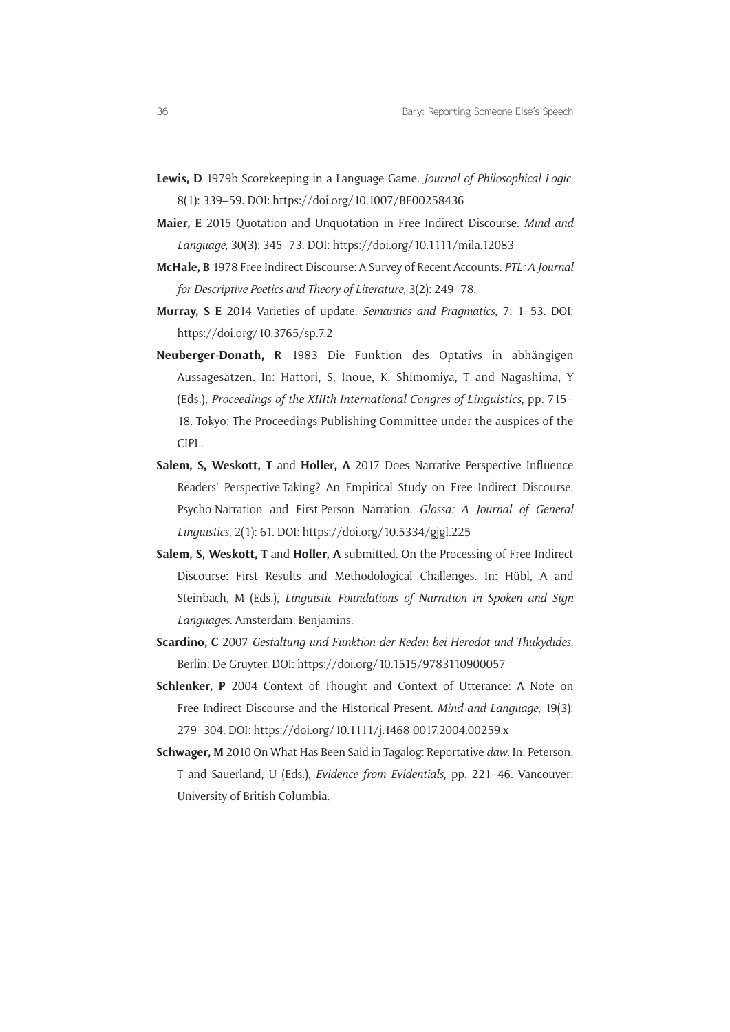**Lewis, D** 1979b Scorekeeping in a Language Game. *Journal of Philosophical Logic*, 8(1): 339–59. DOI: https://doi.org/10.1007/BF00258436

**Maier, E** 2015 Quotation and Unquotation in Free Indirect Discourse. *Mind and Language*, 30(3): 345–73. DOI: https://doi.org/10.1111/mila.12083

**McHale, B** 1978 Free Indirect Discourse: A Survey of Recent Accounts. *PTL: A Journal for Descriptive Poetics and Theory of Literature*, 3(2): 249–78.

**Murray, S E** 2014 Varieties of update. *Semantics and Pragmatics*, 7: 1–53. DOI: https://doi.org/10.3765/sp.7.2

**Neuberger-Donath, R** 1983 Die Funktion des Optativs in abhängigen Aussagesätzen. In: Hattori, S, Inoue, K, Shimomiya, T and Nagashima, Y (Eds.), *Proceedings of the XIIIth International Congres of Linguistics*, pp. 715–18. Tokyo: The Proceedings Publishing Committee under the auspices of the CIPL.

**Salem, S, Weskott, T** and **Holler, A** 2017 Does Narrative Perspective Influence Readers' Perspective-Taking? An Empirical Study on Free Indirect Discourse, Psycho-Narration and First-Person Narration. *Glossa: A Journal of General Linguistics*, 2(1): 61. DOI: https://doi.org/10.5334/gjgl.225

**Salem, S, Weskott, T** and **Holler, A** submitted. On the Processing of Free Indirect Discourse: First Results and Methodological Challenges. In: Hübl, A and Steinbach, M (Eds.), *Linguistic Foundations of Narration in Spoken and Sign Languages*. Amsterdam: Benjamins.

**Scardino, C** 2007 *Gestaltung und Funktion der Reden bei Herodot und Thukydides*. Berlin: De Gruyter. DOI: https://doi.org/10.1515/9783110900057

**Schlenker, P** 2004 Context of Thought and Context of Utterance: A Note on Free Indirect Discourse and the Historical Present. *Mind and Language*, 19(3): 279–304. DOI: https://doi.org/10.1111/j.1468-0017.2004.00259.x

**Schwager, M** 2010 On What Has Been Said in Tagalog: Reportative *daw*. In: Peterson, T and Sauerland, U (Eds.), *Evidence from Evidentials*, pp. 221–46. Vancouver: University of British Columbia.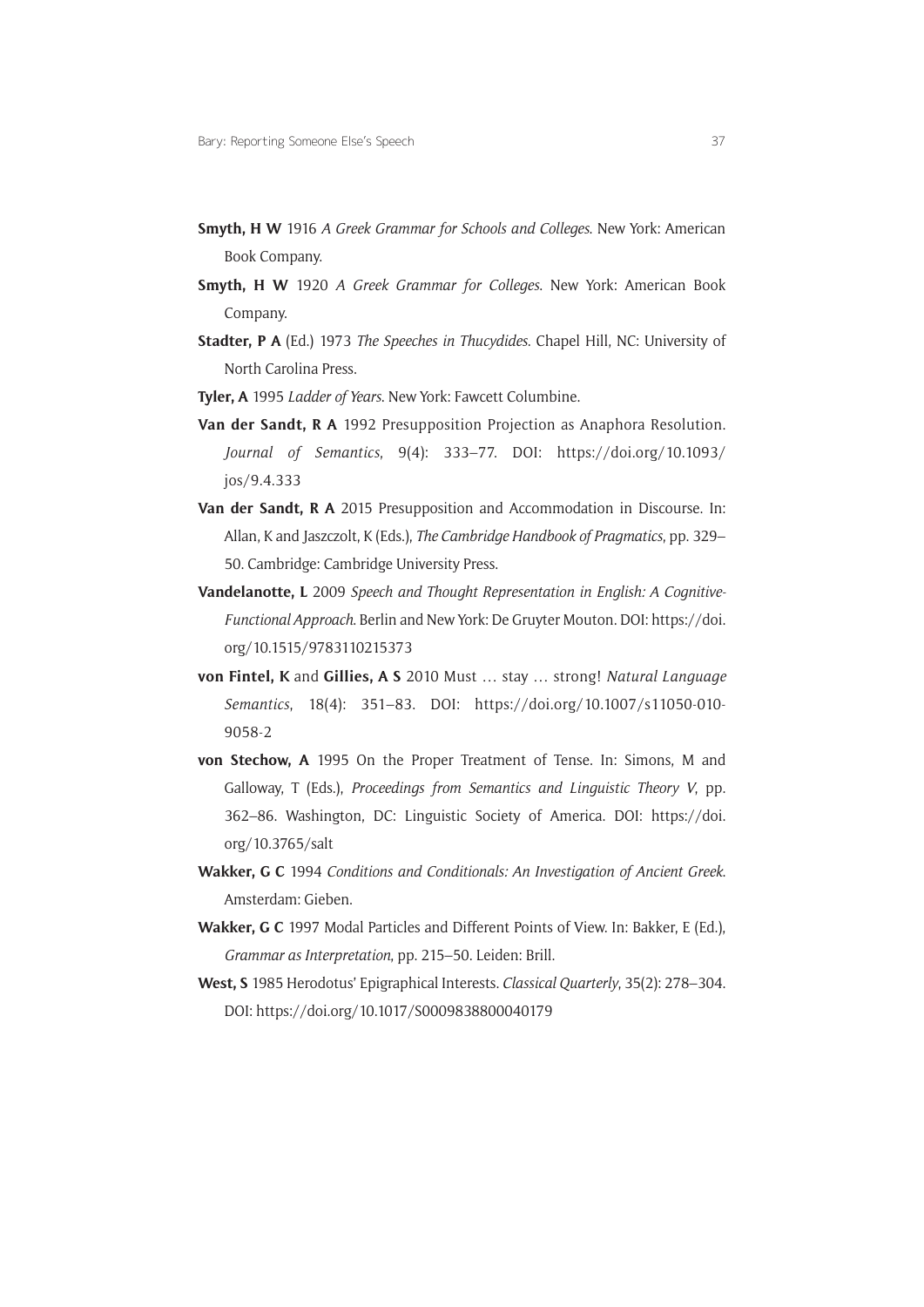**Smyth, H W** 1916 *A Greek Grammar for Schools and Colleges*. New York: American Book Company.

**Smyth, H W** 1920 *A Greek Grammar for Colleges*. New York: American Book Company.

**Stadter, P A** (Ed.) 1973 *The Speeches in Thucydides*. Chapel Hill, NC: University of North Carolina Press.

**Tyler, A** 1995 *Ladder of Years*. New York: Fawcett Columbine.

**Van der Sandt, R A** 1992 Presupposition Projection as Anaphora Resolution. *Journal of Semantics*, 9(4): 333–77. DOI: https://doi.org/10.1093/jos/9.4.333

**Van der Sandt, R A** 2015 Presupposition and Accommodation in Discourse. In: Allan, K and Jaszczolt, K (Eds.), *The Cambridge Handbook of Pragmatics*, pp. 329–50. Cambridge: Cambridge University Press.

**Vandelanotte, L** 2009 *Speech and Thought Representation in English: A Cognitive-Functional Approach*. Berlin and New York: De Gruyter Mouton. DOI: https://doi.org/10.1515/9783110215373

**von Fintel, K** and **Gillies, A S** 2010 Must … stay … strong! *Natural Language Semantics*, 18(4): 351–83. DOI: https://doi.org/10.1007/s11050-010-9058-2

**von Stechow, A** 1995 On the Proper Treatment of Tense. In: Simons, M and Galloway, T (Eds.), *Proceedings from Semantics and Linguistic Theory V*, pp. 362–86. Washington, DC: Linguistic Society of America. DOI: https://doi.org/10.3765/salt

**Wakker, G C** 1994 *Conditions and Conditionals: An Investigation of Ancient Greek*. Amsterdam: Gieben.

**Wakker, G C** 1997 Modal Particles and Different Points of View. In: Bakker, E (Ed.), *Grammar as Interpretation*, pp. 215–50. Leiden: Brill.

**West, S** 1985 Herodotus' Epigraphical Interests. *Classical Quarterly*, 35(2): 278–304. DOI: https://doi.org/10.1017/S0009838800040179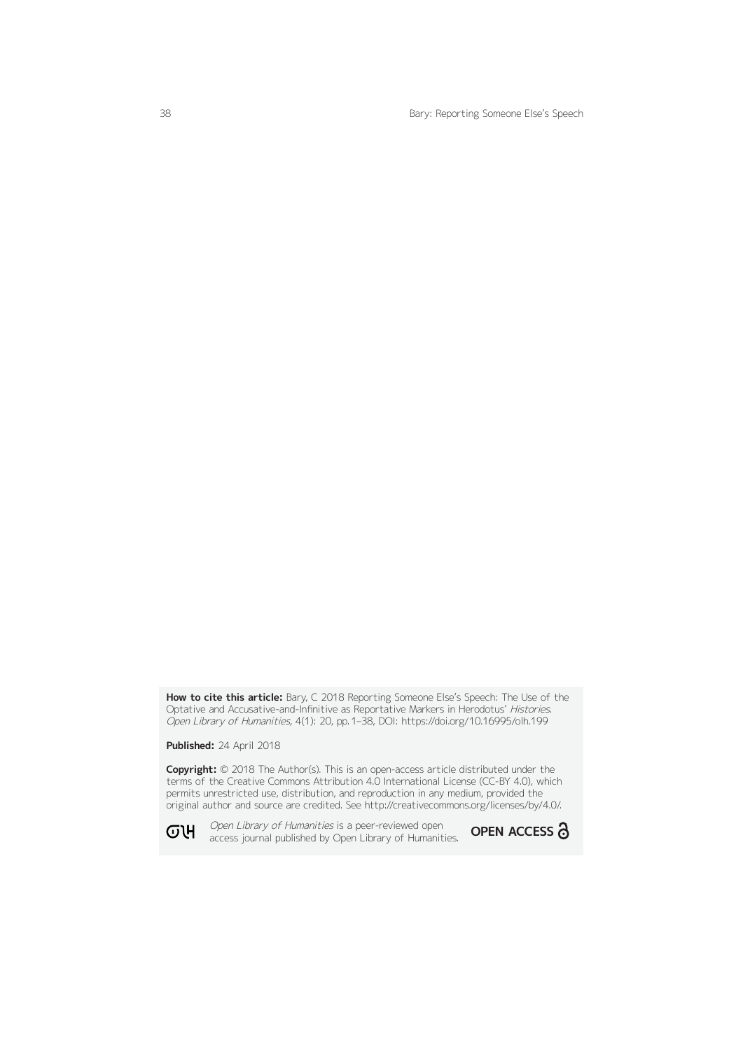**How to cite this article:** Bary, C 2018 Reporting Someone Else's Speech: The Use of the Optative and Accusative-and-Infinitive as Reportative Markers in Herodotus' *Histories*. *Open Library of Humanities,* 4(1): 20, pp. 1–38, DOI: https://doi.org/10.16995/olh.199

**Published:** 24 April 2018

**Copyright:** © 2018 The Author(s). This is an open-access article distributed under the terms of the Creative Commons Attribution 4.0 International License (CC-BY 4.0), which permits unrestricted use, distribution, and reproduction in any medium, provided the original author and source are credited. See http://creativecommons.org/licenses/by/4.0/.

*Open Library of Humanities* is a peer-reviewed open access journal published by Open Library of Humanities. **OPEN ACCESS**